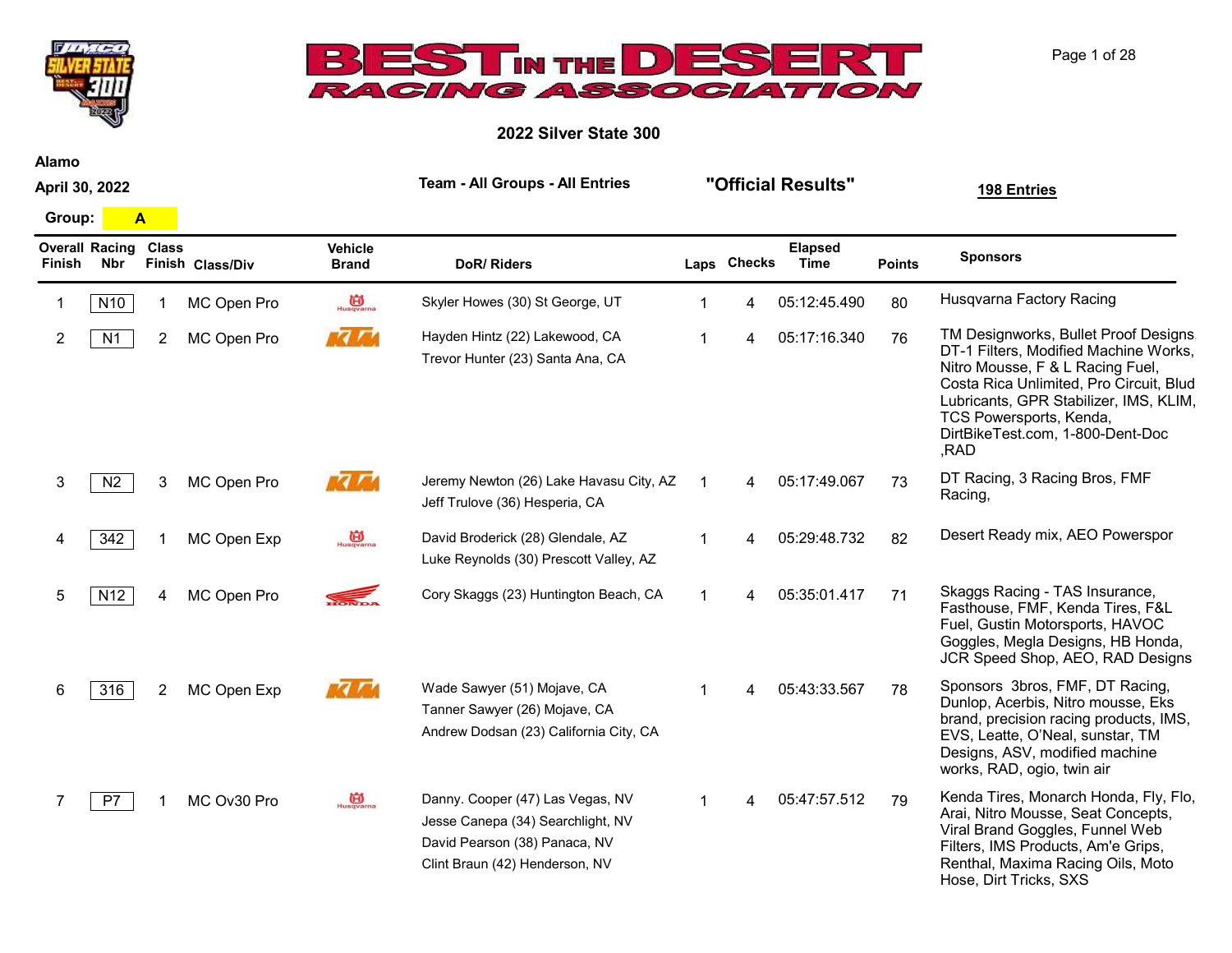# BEST IN THE DESERT RACING ASSOCIATION

## 2022 Silver State 300

**Alamo**

**April 30, 2022**

**Team - All Groups - All Entries** **"Official Results"** **198 Entries**

**Group:** A

| Overall Finish | Racing Nbr | Class Finish | Class/Div | Vehicle Brand | DoR/ Riders | Laps | Checks | Elapsed Time | Points | Sponsors |
|---|---|---|---|---|---|---|---|---|---|---|
| 1 | N10 | 1 | MC Open Pro | Husqvarna | Skyler Howes (30) St George, UT | 1 | 4 | 05:12:45.490 | 80 | Husqvarna Factory Racing |
| 2 | N1 | 2 | MC Open Pro | KTM | Hayden Hintz (22) Lakewood, CA<br>Trevor Hunter (23) Santa Ana, CA | 1 | 4 | 05:17:16.340 | 76 | TM Designworks, Bullet Proof Designs, DT-1 Filters, Modified Machine Works, Nitro Mousse, F & L Racing Fuel, Costa Rica Unlimited, Pro Circuit, Blud Lubricants, GPR Stabilizer, IMS, KLIM, TCS Powersports, Kenda, DirtBikeTest.com, 1-800-Dent-Doc ,RAD |
| 3 | N2 | 3 | MC Open Pro | KTM | Jeremy Newton (26) Lake Havasu City, AZ<br>Jeff Trulove (36) Hesperia, CA | 1 | 4 | 05:17:49.067 | 73 | DT Racing, 3 Racing Bros, FMF Racing, |
| 4 | 342 | 1 | MC Open Exp | Husqvarna | David Broderick (28) Glendale, AZ<br>Luke Reynolds (30) Prescott Valley, AZ | 1 | 4 | 05:29:48.732 | 82 | Desert Ready mix, AEO Powerspor |
| 5 | N12 | 4 | MC Open Pro | Honda | Cory Skaggs (23) Huntington Beach, CA | 1 | 4 | 05:35:01.417 | 71 | Skaggs Racing - TAS Insurance, Fasthouse, FMF, Kenda Tires, F&L Fuel, Gustin Motorsports, HAVOC Goggles, Megla Designs, HB Honda, JCR Speed Shop, AEO, RAD Designs |
| 6 | 316 | 2 | MC Open Exp | KTM | Wade Sawyer (51) Mojave, CA<br>Tanner Sawyer (26) Mojave, CA<br>Andrew Dodsan (23) California City, CA | 1 | 4 | 05:43:33.567 | 78 | Sponsors 3bros, FMF, DT Racing, Dunlop, Acerbis, Nitro mousse, Eks brand, precision racing products, IMS, EVS, Leatte, O'Neal, sunstar, TM Designs, ASV, modified machine works, RAD, ogio, twin air |
| 7 | P7 | 1 | MC Ov30 Pro | Husqvarna | Danny. Cooper (47) Las Vegas, NV<br>Jesse Canepa (34) Searchlight, NV<br>David Pearson (38) Panaca, NV<br>Clint Braun (42) Henderson, NV | 1 | 4 | 05:47:57.512 | 79 | Kenda Tires, Monarch Honda, Fly, Flo, Arai, Nitro Mousse, Seat Concepts, Viral Brand Goggles, Funnel Web Filters, IMS Products, Am'e Grips, Renthal, Maxima Racing Oils, Moto Hose, Dirt Tricks, SXS |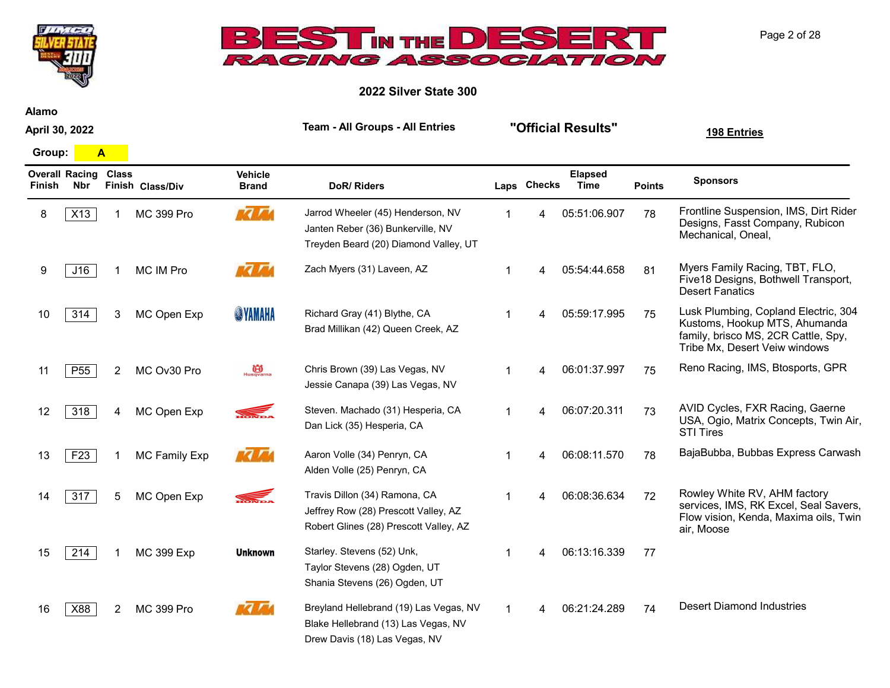# 2022 Silver State 300

**Alamo**

**April 30, 2022**

**Team - All Groups - All Entries**

**"Official Results"**

**198 Entries**

**Group: A**

| Overall Finish | Racing Nbr | Class Finish | Class/Div | Vehicle Brand | DoR/ Riders | Laps | Checks | Elapsed Time | Points | Sponsors |
|---|---|---|---|---|---|---|---|---|---|---|
| 8 | X13 | 1 | MC 399 Pro | KTM | Jarrod Wheeler (45) Henderson, NV<br>Janten Reber (36) Bunkerville, NV<br>Treyden Beard (20) Diamond Valley, UT | 1 | 4 | 05:51:06.907 | 78 | Frontline Suspension, IMS, Dirt Rider Designs, Fasst Company, Rubicon Mechanical, Oneal, |
| 9 | J16 | 1 | MC IM Pro | KTM | Zach Myers (31) Laveen, AZ | 1 | 4 | 05:54:44.658 | 81 | Myers Family Racing, TBT, FLO, Five18 Designs, Bothwell Transport, Desert Fanatics |
| 10 | 314 | 3 | MC Open Exp | YAMAHA | Richard Gray (41) Blythe, CA<br>Brad Millikan (42) Queen Creek, AZ | 1 | 4 | 05:59:17.995 | 75 | Lusk Plumbing, Copland Electric, 304 Kustoms, Hookup MTS, Ahumanda family, brisco MS, 2CR Cattle, Spy, Tribe Mx, Desert Veiw windows |
| 11 | P55 | 2 | MC Ov30 Pro | Husqvarna | Chris Brown (39) Las Vegas, NV<br>Jessie Canapa (39) Las Vegas, NV | 1 | 4 | 06:01:37.997 | 75 | Reno Racing, IMS, Btosports, GPR |
| 12 | 318 | 4 | MC Open Exp | HONDA | Steven. Machado (31) Hesperia, CA<br>Dan Lick (35) Hesperia, CA | 1 | 4 | 06:07:20.311 | 73 | AVID Cycles, FXR Racing, Gaerne USA, Ogio, Matrix Concepts, Twin Air, STI Tires |
| 13 | F23 | 1 | MC Family Exp | KTM | Aaron Volle (34) Penryn, CA<br>Alden Volle (25) Penryn, CA | 1 | 4 | 06:08:11.570 | 78 | BajaBubba, Bubbas Express Carwash |
| 14 | 317 | 5 | MC Open Exp | HONDA | Travis Dillon (34) Ramona, CA<br>Jeffrey Row (28) Prescott Valley, AZ<br>Robert Glines (28) Prescott Valley, AZ | 1 | 4 | 06:08:36.634 | 72 | Rowley White RV, AHM factory services, IMS, RK Excel, Seal Savers, Flow vision, Kenda, Maxima oils, Twin air, Moose |
| 15 | 214 | 1 | MC 399 Exp | Unknown | Starley. Stevens (52) Unk,<br>Taylor Stevens (28) Ogden, UT<br>Shania Stevens (26) Ogden, UT | 1 | 4 | 06:13:16.339 | 77 | |
| 16 | X88 | 2 | MC 399 Pro | KTM | Breyland Hellebrand (19) Las Vegas, NV<br>Blake Hellebrand (13) Las Vegas, NV<br>Drew Davis (18) Las Vegas, NV | 1 | 4 | 06:21:24.289 | 74 | Desert Diamond Industries |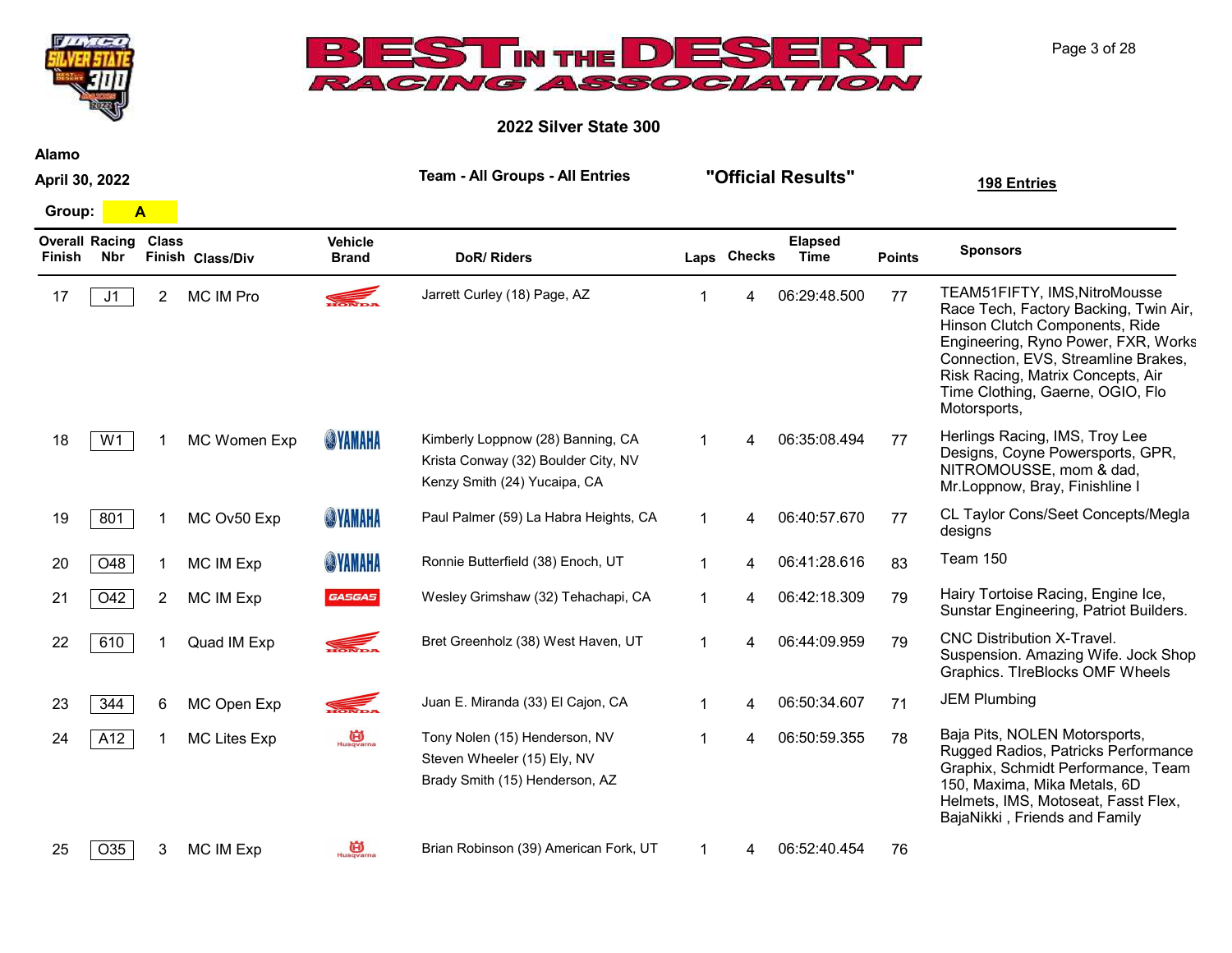# BEST IN THE DESERT RACING ASSOCIATION

## 2022 Silver State 300

**Alamo**

**April 30, 2022**

**Team - All Groups - All Entries**

**"Official Results"**

**198 Entries**

**Group:** A

| Overall Finish | Racing Nbr | Class Finish | Class/Div | Vehicle Brand | DoR/ Riders | Laps | Checks | Elapsed Time | Points | Sponsors |
|---|---|---|---|---|---|---|---|---|---|---|
| 17 | J1 | 2 | MC IM Pro | Honda | Jarrett Curley (18) Page, AZ | 1 | 4 | 06:29:48.500 | 77 | TEAM51FIFTY, IMS,NitroMousse Race Tech, Factory Backing, Twin Air, Hinson Clutch Components, Ride Engineering, Ryno Power, FXR, Works Connection, EVS, Streamline Brakes, Risk Racing, Matrix Concepts, Air Time Clothing, Gaerne, OGIO, Flo Motorsports, |
| 18 | W1 | 1 | MC Women Exp | Yamaha | Kimberly Loppnow (28) Banning, CA<br>Krista Conway (32) Boulder City, NV<br>Kenzy Smith (24) Yucaipa, CA | 1 | 4 | 06:35:08.494 | 77 | Herlings Racing, IMS, Troy Lee Designs, Coyne Powersports, GPR, NITROMOUSSE, mom & dad, Mr.Loppnow, Bray, Finishline I |
| 19 | 801 | 1 | MC Ov50 Exp | Yamaha | Paul Palmer (59) La Habra Heights, CA | 1 | 4 | 06:40:57.670 | 77 | CL Taylor Cons/Seet Concepts/Megla designs |
| 20 | O48 | 1 | MC IM Exp | Yamaha | Ronnie Butterfield (38) Enoch, UT | 1 | 4 | 06:41:28.616 | 83 | Team 150 |
| 21 | O42 | 2 | MC IM Exp | GasGas | Wesley Grimshaw (32) Tehachapi, CA | 1 | 4 | 06:42:18.309 | 79 | Hairy Tortoise Racing, Engine Ice, Sunstar Engineering, Patriot Builders. |
| 22 | 610 | 1 | Quad IM Exp | Honda | Bret Greenholz (38) West Haven, UT | 1 | 4 | 06:44:09.959 | 79 | CNC Distribution X-Travel. Suspension. Amazing Wife. Jock Shop Graphics. TIreBlocks OMF Wheels |
| 23 | 344 | 6 | MC Open Exp | Honda | Juan E. Miranda (33) El Cajon, CA | 1 | 4 | 06:50:34.607 | 71 | JEM Plumbing |
| 24 | A12 | 1 | MC Lites Exp | Husqvarna | Tony Nolen (15) Henderson, NV<br>Steven Wheeler (15) Ely, NV<br>Brady Smith (15) Henderson, AZ | 1 | 4 | 06:50:59.355 | 78 | Baja Pits, NOLEN Motorsports, Rugged Radios, Patricks Performance Graphix, Schmidt Performance, Team 150, Maxima, Mika Metals, 6D Helmets, IMS, Motoseat, Fasst Flex, BajaNikki , Friends and Family |
| 25 | O35 | 3 | MC IM Exp | Husqvarna | Brian Robinson (39) American Fork, UT | 1 | 4 | 06:52:40.454 | 76 | |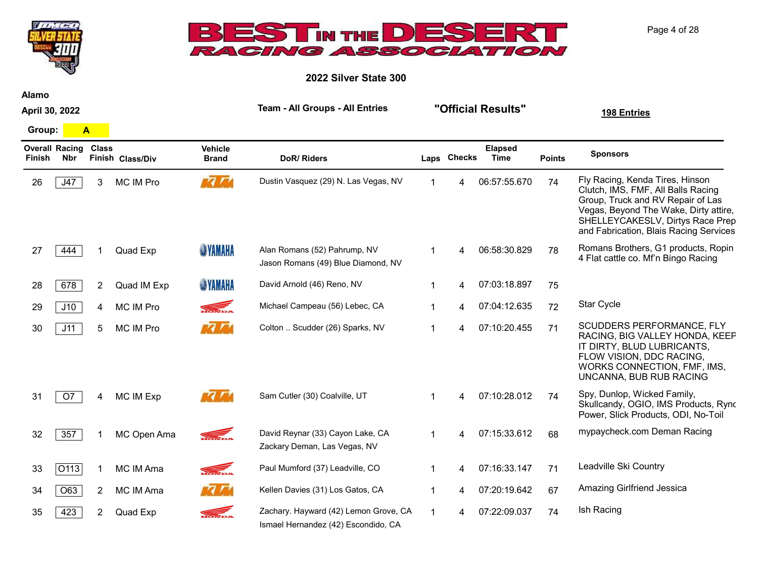# BEST IN THE DESERT RACING ASSOCIATION

## 2022 Silver State 300

**Alamo**

**April 30, 2022**

**Team - All Groups - All Entries** **"Official Results"** **198 Entries**

**Group: A**

| Overall Finish | Racing Nbr | Class Finish | Class/Div | Vehicle Brand | DoR/ Riders | Laps | Checks | Elapsed Time | Points | Sponsors |
|---|---|---|---|---|---|---|---|---|---|---|
| 26 | J47 | 3 | MC IM Pro | KTM | Dustin Vasquez (29) N. Las Vegas, NV | 1 | 4 | 06:57:55.670 | 74 | Fly Racing, Kenda Tires, Hinson Clutch, IMS, FMF, All Balls Racing Group, Truck and RV Repair of Las Vegas, Beyond The Wake, Dirty attire, SHELLEYCAKESLV, Dirtys Race Prep and Fabrication, Blais Racing Services |
| 27 | 444 | 1 | Quad Exp | YAMAHA | Alan Romans (52) Pahrump, NV<br>Jason Romans (49) Blue Diamond, NV | 1 | 4 | 06:58:30.829 | 78 | Romans Brothers, G1 products, Ropin 4 Flat cattle co. Mf'n Bingo Racing |
| 28 | 678 | 2 | Quad IM Exp | YAMAHA | David Arnold (46) Reno, NV | 1 | 4 | 07:03:18.897 | 75 | |
| 29 | J10 | 4 | MC IM Pro | HONDA | Michael Campeau (56) Lebec, CA | 1 | 4 | 07:04:12.635 | 72 | Star Cycle |
| 30 | J11 | 5 | MC IM Pro | KTM | Colton .. Scudder (26) Sparks, NV | 1 | 4 | 07:10:20.455 | 71 | SCUDDERS PERFORMANCE, FLY RACING, BIG VALLEY HONDA, KEEP IT DIRTY, BLUD LUBRICANTS, FLOW VISION, DDC RACING, WORKS CONNECTION, FMF, IMS, UNCANNA, BUB RUB RACING |
| 31 | O7 | 4 | MC IM Exp | KTM | Sam Cutler (30) Coalville, UT | 1 | 4 | 07:10:28.012 | 74 | Spy, Dunlop, Wicked Family, Skullcandy, OGIO, IMS Products, Rynd Power, Slick Products, ODI, No-Toil |
| 32 | 357 | 1 | MC Open Ama | HONDA | David Reynar (33) Cayon Lake, CA<br>Zackary Deman, Las Vegas, NV | 1 | 4 | 07:15:33.612 | 68 | mypaycheck.com Deman Racing |
| 33 | O113 | 1 | MC IM Ama | HONDA | Paul Mumford (37) Leadville, CO | 1 | 4 | 07:16:33.147 | 71 | Leadville Ski Country |
| 34 | O63 | 2 | MC IM Ama | KTM | Kellen Davies (31) Los Gatos, CA | 1 | 4 | 07:20:19.642 | 67 | Amazing Girlfriend Jessica |
| 35 | 423 | 2 | Quad Exp | HONDA | Zachary. Hayward (42) Lemon Grove, CA<br>Ismael Hernandez (42) Escondido, CA | 1 | 4 | 07:22:09.037 | 74 | Ish Racing |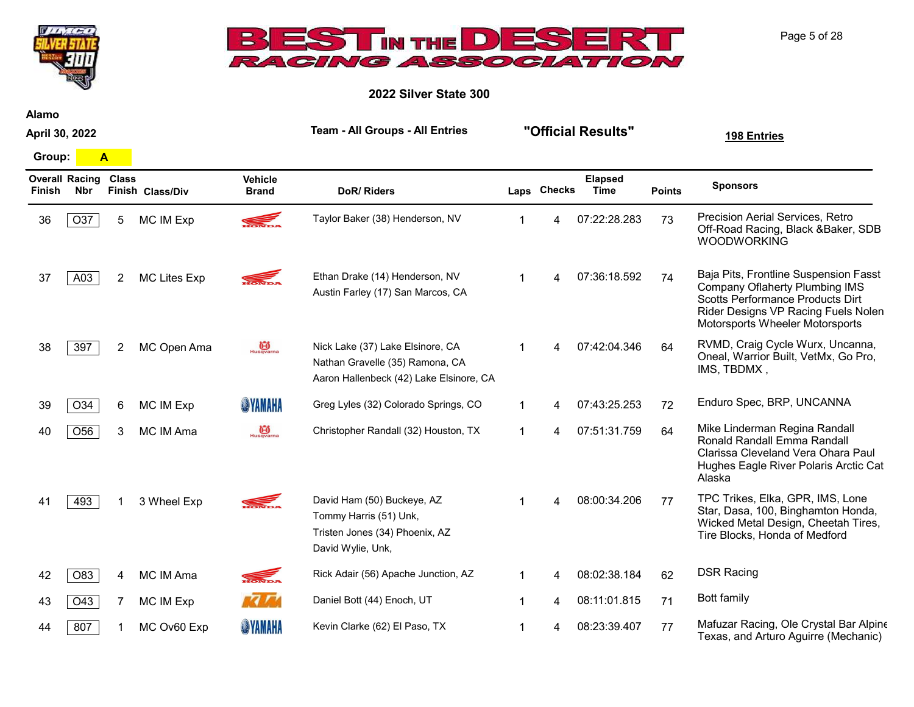# BEST IN THE DESERT RACING ASSOCIATION

## 2022 Silver State 300

**Alamo**

**April 30, 2022**

**Team - All Groups - All Entries** **"Official Results"** **198 Entries**

**Group: A**

| Overall Finish | Racing Nbr | Class Finish | Class/Div | Vehicle Brand | DoR/ Riders | Laps | Checks | Elapsed Time | Points | Sponsors |
|---|---|---|---|---|---|---|---|---|---|---|
| 36 | O37 | 5 | MC IM Exp | Honda | Taylor Baker (38) Henderson, NV | 1 | 4 | 07:22:28.283 | 73 | Precision Aerial Services, Retro Off-Road Racing, Black &Baker, SDB WOODWORKING |
| 37 | A03 | 2 | MC Lites Exp | Honda | Ethan Drake (14) Henderson, NV<br>Austin Farley (17) San Marcos, CA | 1 | 4 | 07:36:18.592 | 74 | Baja Pits, Frontline Suspension Fasst Company Oflaherty Plumbing IMS Scotts Performance Products Dirt Rider Designs VP Racing Fuels Nolen Motorsports Wheeler Motorsports |
| 38 | 397 | 2 | MC Open Ama | Husqvarna | Nick Lake (37) Lake Elsinore, CA<br>Nathan Gravelle (35) Ramona, CA<br>Aaron Hallenbeck (42) Lake Elsinore, CA | 1 | 4 | 07:42:04.346 | 64 | RVMD, Craig Cycle Wurx, Uncanna, Oneal, Warrior Built, VetMx, Go Pro, IMS, TBDMX , |
| 39 | O34 | 6 | MC IM Exp | Yamaha | Greg Lyles (32) Colorado Springs, CO | 1 | 4 | 07:43:25.253 | 72 | Enduro Spec, BRP, UNCANNA |
| 40 | O56 | 3 | MC IM Ama | Husqvarna | Christopher Randall (32) Houston, TX | 1 | 4 | 07:51:31.759 | 64 | Mike Linderman Regina Randall Ronald Randall Emma Randall Clarissa Cleveland Vera Ohara Paul Hughes Eagle River Polaris Arctic Cat Alaska |
| 41 | 493 | 1 | 3 Wheel Exp | Honda | David Ham (50) Buckeye, AZ<br>Tommy Harris (51) Unk,<br>Tristen Jones (34) Phoenix, AZ<br>David Wylie, Unk, | 1 | 4 | 08:00:34.206 | 77 | TPC Trikes, Elka, GPR, IMS, Lone Star, Dasa, 100, Binghamton Honda, Wicked Metal Design, Cheetah Tires, Tire Blocks, Honda of Medford |
| 42 | O83 | 4 | MC IM Ama | Honda | Rick Adair (56) Apache Junction, AZ | 1 | 4 | 08:02:38.184 | 62 | DSR Racing |
| 43 | O43 | 7 | MC IM Exp | KTM | Daniel Bott (44) Enoch, UT | 1 | 4 | 08:11:01.815 | 71 | Bott family |
| 44 | 807 | 1 | MC Ov60 Exp | Yamaha | Kevin Clarke (62) El Paso, TX | 1 | 4 | 08:23:39.407 | 77 | Mafuzar Racing, Ole Crystal Bar Alpine Texas, and Arturo Aguirre (Mechanic) |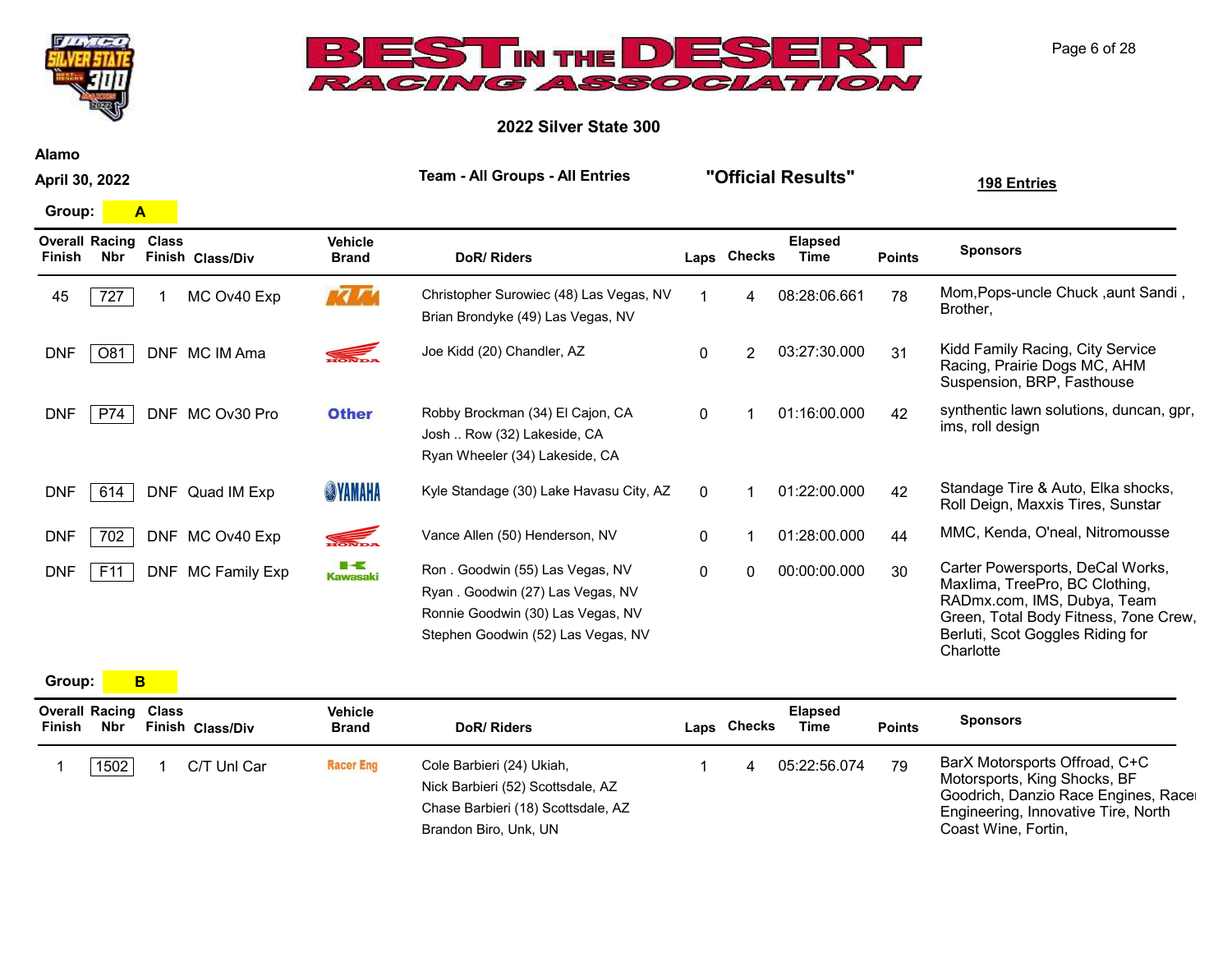# BEST IN THE DESERT RACING ASSOCIATION

## 2022 Silver State 300

**Alamo**

**April 30, 2022**

**Team - All Groups - All Entries** **"Official Results"** **198 Entries**

**Group: A**

| Overall Finish | Racing Nbr | Class Finish | Class/Div | Vehicle Brand | DoR/ Riders | Laps | Checks | Elapsed Time | Points | Sponsors |
|---|---|---|---|---|---|---|---|---|---|---|
| 45 | 727 | 1 | MC Ov40 Exp | KTM | Christopher Surowiec (48) Las Vegas, NV<br>Brian Brondyke (49) Las Vegas, NV | 1 | 4 | 08:28:06.661 | 78 | Mom,Pops-uncle Chuck ,aunt Sandi , Brother, |
| DNF | O81 | DNF | MC IM Ama | Honda | Joe Kidd (20) Chandler, AZ | 0 | 2 | 03:27:30.000 | 31 | Kidd Family Racing, City Service Racing, Prairie Dogs MC, AHM Suspension, BRP, Fasthouse |
| DNF | P74 | DNF | MC Ov30 Pro | Other | Robby Brockman (34) El Cajon, CA<br>Josh .. Row (32) Lakeside, CA<br>Ryan Wheeler (34) Lakeside, CA | 0 | 1 | 01:16:00.000 | 42 | synthentic lawn solutions, duncan, gpr, ims, roll design |
| DNF | 614 | DNF | Quad IM Exp | Yamaha | Kyle Standage (30) Lake Havasu City, AZ | 0 | 1 | 01:22:00.000 | 42 | Standage Tire & Auto, Elka shocks, Roll Deign, Maxxis Tires, Sunstar |
| DNF | 702 | DNF | MC Ov40 Exp | Honda | Vance Allen (50) Henderson, NV | 0 | 1 | 01:28:00.000 | 44 | MMC, Kenda, O'neal, Nitromousse |
| DNF | F11 | DNF | MC Family Exp | Kawasaki | Ron . Goodwin (55) Las Vegas, NV<br>Ryan . Goodwin (27) Las Vegas, NV<br>Ronnie Goodwin (30) Las Vegas, NV<br>Stephen Goodwin (52) Las Vegas, NV | 0 | 0 | 00:00:00.000 | 30 | Carter Powersports, DeCal Works, Maxlima, TreePro, BC Clothing, RADmx.com, IMS, Dubya, Team Green, Total Body Fitness, 7one Crew, Berluti, Scot Goggles Riding for Charlotte |

**Group: B**

| Overall Finish | Racing Nbr | Class Finish | Class/Div | Vehicle Brand | DoR/ Riders | Laps | Checks | Elapsed Time | Points | Sponsors |
|---|---|---|---|---|---|---|---|---|---|---|
| 1 | 1502 | 1 | C/T Unl Car | Racer Eng | Cole Barbieri (24) Ukiah,<br>Nick Barbieri (52) Scottsdale, AZ<br>Chase Barbieri (18) Scottsdale, AZ<br>Brandon Biro, Unk, UN | 1 | 4 | 05:22:56.074 | 79 | BarX Motorsports Offroad, C+C Motorsports, King Shocks, BF Goodrich, Danzio Race Engines, Racer Engineering, Innovative Tire, North Coast Wine, Fortin, |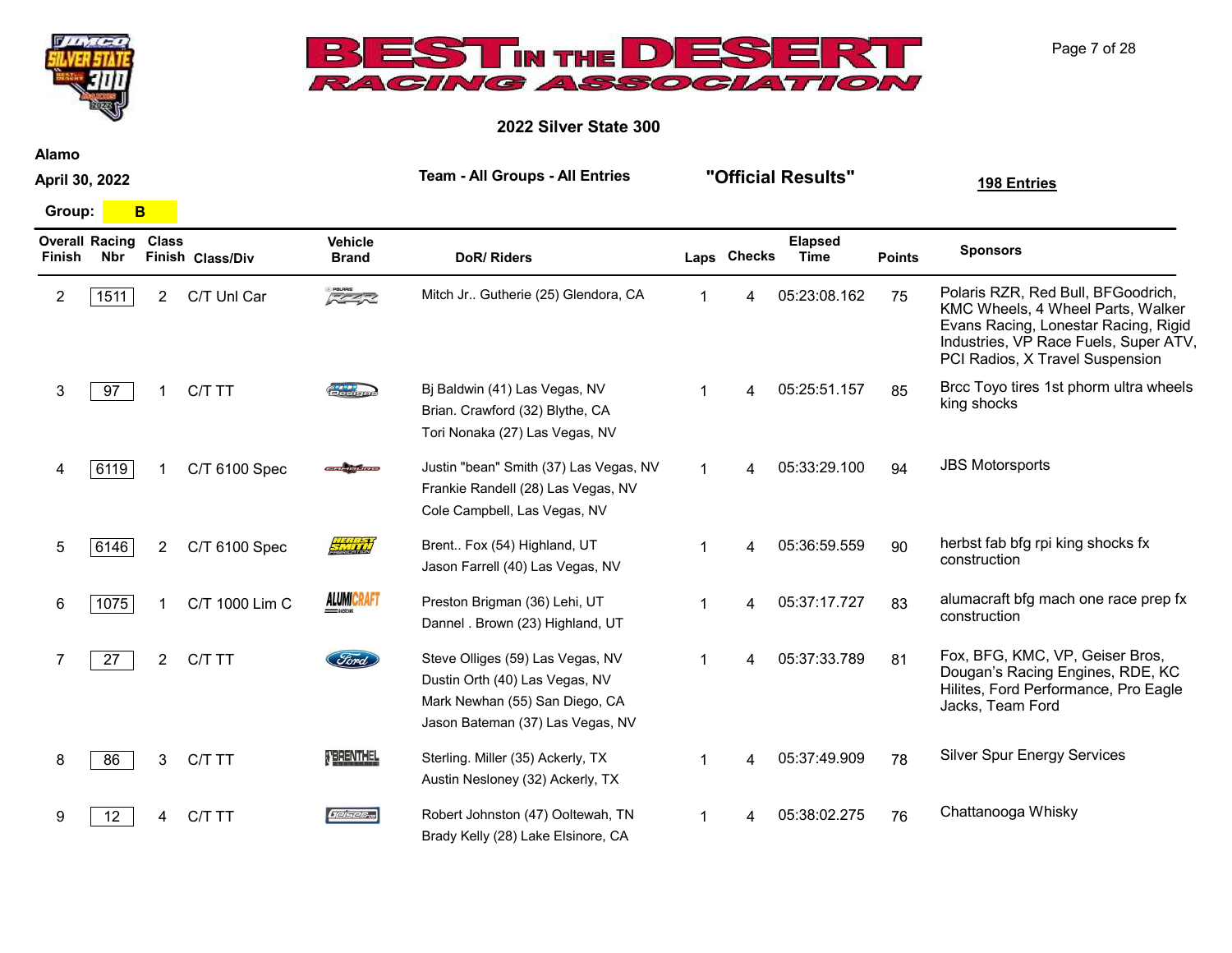# BEST IN THE DESERT RACING ASSOCIATION

## 2022 Silver State 300

**Alamo**

**April 30, 2022**

**Team - All Groups - All Entries**

**"Official Results"**

**198 Entries**

**Group: B**

| Overall Finish | Racing Nbr | Class Finish | Class/Div | Vehicle Brand | DoR/ Riders | Laps | Checks | Elapsed Time | Points | Sponsors |
|---|---|---|---|---|---|---|---|---|---|---|
| 2 | 1511 | 2 | C/T Unl Car | | Mitch Jr.. Gutherie (25) Glendora, CA | 1 | 4 | 05:23:08.162 | 75 | Polaris RZR, Red Bull, BFGoodrich, KMC Wheels, 4 Wheel Parts, Walker Evans Racing, Lonestar Racing, Rigid Industries, VP Race Fuels, Super ATV, PCI Radios, X Travel Suspension |
| 3 | 97 | 1 | C/T TT | | Bj Baldwin (41) Las Vegas, NV<br>Brian. Crawford (32) Blythe, CA<br>Tori Nonaka (27) Las Vegas, NV | 1 | 4 | 05:25:51.157 | 85 | Brcc Toyo tires 1st phorm ultra wheels king shocks |
| 4 | 6119 | 1 | C/T 6100 Spec | | Justin "bean" Smith (37) Las Vegas, NV<br>Frankie Randell (28) Las Vegas, NV<br>Cole Campbell, Las Vegas, NV | 1 | 4 | 05:33:29.100 | 94 | JBS Motorsports |
| 5 | 6146 | 2 | C/T 6100 Spec | | Brent.. Fox (54) Highland, UT<br>Jason Farrell (40) Las Vegas, NV | 1 | 4 | 05:36:59.559 | 90 | herbst fab bfg rpi king shocks fx construction |
| 6 | 1075 | 1 | C/T 1000 Lim C | | Preston Brigman (36) Lehi, UT<br>Dannel . Brown (23) Highland, UT | 1 | 4 | 05:37:17.727 | 83 | alumacraft bfg mach one race prep fx construction |
| 7 | 27 | 2 | C/T TT | | Steve Olliges (59) Las Vegas, NV<br>Dustin Orth (40) Las Vegas, NV<br>Mark Newhan (55) San Diego, CA<br>Jason Bateman (37) Las Vegas, NV | 1 | 4 | 05:37:33.789 | 81 | Fox, BFG, KMC, VP, Geiser Bros, Dougan's Racing Engines, RDE, KC Hilites, Ford Performance, Pro Eagle Jacks, Team Ford |
| 8 | 86 | 3 | C/T TT | | Sterling. Miller (35) Ackerly, TX<br>Austin Nesloney (32) Ackerly, TX | 1 | 4 | 05:37:49.909 | 78 | Silver Spur Energy Services |
| 9 | 12 | 4 | C/T TT | | Robert Johnston (47) Ooltewah, TN<br>Brady Kelly (28) Lake Elsinore, CA | 1 | 4 | 05:38:02.275 | 76 | Chattanooga Whisky |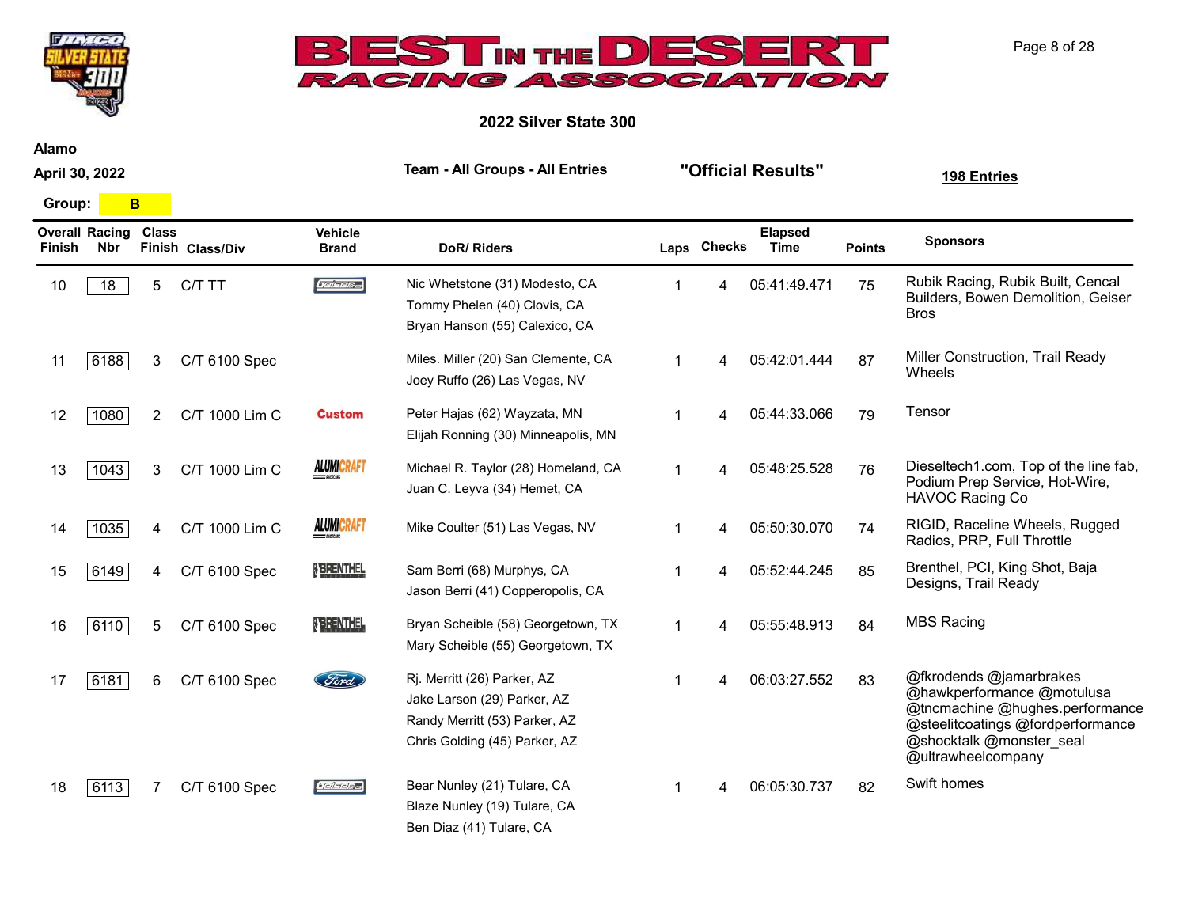# BEST IN THE DESERT RACING ASSOCIATION

## 2022 Silver State 300

**Alamo**

**April 30, 2022**

**Team - All Groups - All Entries**

**"Official Results"**

**198 Entries**

**Group: B**

| Overall Finish | Racing Nbr | Class Finish | Class/Div | Vehicle Brand | DoR/ Riders | Laps | Checks | Elapsed Time | Points | Sponsors |
|---|---|---|---|---|---|---|---|---|---|---|
| 10 | 18 | 5 | C/T TT | Geiser | Nic Whetstone (31) Modesto, CA<br>Tommy Phelen (40) Clovis, CA<br>Bryan Hanson (55) Calexico, CA | 1 | 4 | 05:41:49.471 | 75 | Rubik Racing, Rubik Built, Cencal Builders, Bowen Demolition, Geiser Bros |
| 11 | 6188 | 3 | C/T 6100 Spec | | Miles. Miller (20) San Clemente, CA<br>Joey Ruffo (26) Las Vegas, NV | 1 | 4 | 05:42:01.444 | 87 | Miller Construction, Trail Ready Wheels |
| 12 | 1080 | 2 | C/T 1000 Lim C | Custom | Peter Hajas (62) Wayzata, MN<br>Elijah Ronning (30) Minneapolis, MN | 1 | 4 | 05:44:33.066 | 79 | Tensor |
| 13 | 1043 | 3 | C/T 1000 Lim C | Alumicraft | Michael R. Taylor (28) Homeland, CA<br>Juan C. Leyva (34) Hemet, CA | 1 | 4 | 05:48:25.528 | 76 | Dieseltech1.com, Top of the line fab, Podium Prep Service, Hot-Wire, HAVOC Racing Co |
| 14 | 1035 | 4 | C/T 1000 Lim C | Alumicraft | Mike Coulter (51) Las Vegas, NV | 1 | 4 | 05:50:30.070 | 74 | RIGID, Raceline Wheels, Rugged Radios, PRP, Full Throttle |
| 15 | 6149 | 4 | C/T 6100 Spec | Brenthel | Sam Berri (68) Murphys, CA<br>Jason Berri (41) Copperopolis, CA | 1 | 4 | 05:52:44.245 | 85 | Brenthel, PCI, King Shot, Baja Designs, Trail Ready |
| 16 | 6110 | 5 | C/T 6100 Spec | Brenthel | Bryan Scheible (58) Georgetown, TX<br>Mary Scheible (55) Georgetown, TX | 1 | 4 | 05:55:48.913 | 84 | MBS Racing |
| 17 | 6181 | 6 | C/T 6100 Spec | Ford | Rj. Merritt (26) Parker, AZ<br>Jake Larson (29) Parker, AZ<br>Randy Merritt (53) Parker, AZ<br>Chris Golding (45) Parker, AZ | 1 | 4 | 06:03:27.552 | 83 | @fkrodends @jamarbrakes @hawkperformance @motulusa @tncmachine @hughes.performance @steelitcoatings @fordperformance @shocktalk @monster_seal @ultrawheelcompany |
| 18 | 6113 | 7 | C/T 6100 Spec | Geiser | Bear Nunley (21) Tulare, CA<br>Blaze Nunley (19) Tulare, CA<br>Ben Diaz (41) Tulare, CA | 1 | 4 | 06:05:30.737 | 82 | Swift homes |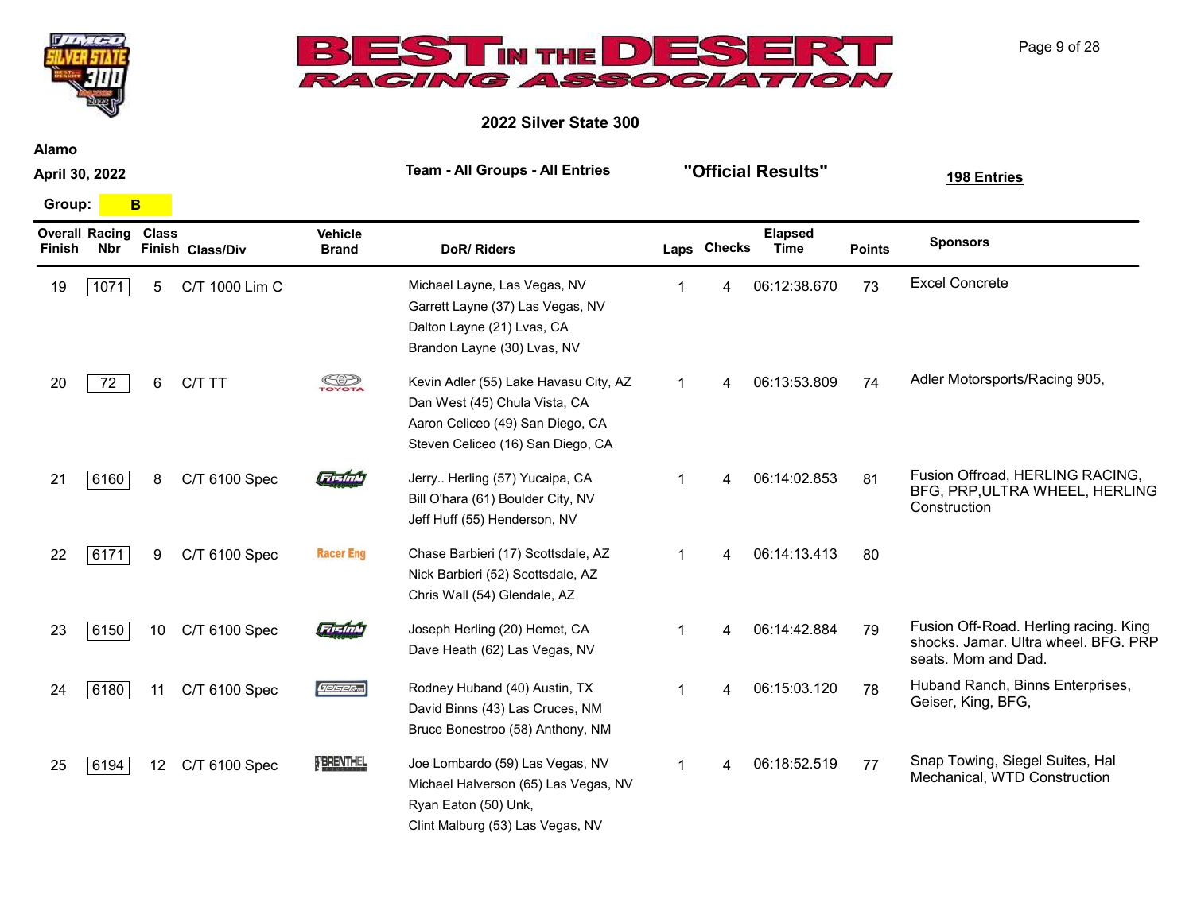## 2022 Silver State 300

**Alamo**

**April 30, 2022**

**Team - All Groups - All Entries**

**"Official Results"**

**198 Entries**

**Group: B**

| Overall Finish | Racing Nbr | Class Finish | Class/Div | Vehicle Brand | DoR/ Riders | Laps | Checks | Elapsed Time | Points | Sponsors |
|---|---|---|---|---|---|---|---|---|---|---|
| 19 | 1071 | 5 | C/T 1000 Lim C | | Michael Layne, Las Vegas, NV<br>Garrett Layne (37) Las Vegas, NV<br>Dalton Layne (21) Lvas, CA<br>Brandon Layne (30) Lvas, NV | 1 | 4 | 06:12:38.670 | 73 | Excel Concrete |
| 20 | 72 | 6 | C/T TT | Toyota | Kevin Adler (55) Lake Havasu City, AZ<br>Dan West (45) Chula Vista, CA<br>Aaron Celiceo (49) San Diego, CA<br>Steven Celiceo (16) San Diego, CA | 1 | 4 | 06:13:53.809 | 74 | Adler Motorsports/Racing 905, |
| 21 | 6160 | 8 | C/T 6100 Spec | Fusion | Jerry.. Herling (57) Yucaipa, CA<br>Bill O'hara (61) Boulder City, NV<br>Jeff Huff (55) Henderson, NV | 1 | 4 | 06:14:02.853 | 81 | Fusion Offroad, HERLING RACING, BFG, PRP,ULTRA WHEEL, HERLING Construction |
| 22 | 6171 | 9 | C/T 6100 Spec | Racer Eng | Chase Barbieri (17) Scottsdale, AZ<br>Nick Barbieri (52) Scottsdale, AZ<br>Chris Wall (54) Glendale, AZ | 1 | 4 | 06:14:13.413 | 80 | |
| 23 | 6150 | 10 | C/T 6100 Spec | Fusion | Joseph Herling (20) Hemet, CA<br>Dave Heath (62) Las Vegas, NV | 1 | 4 | 06:14:42.884 | 79 | Fusion Off-Road. Herling racing. King shocks. Jamar. Ultra wheel. BFG. PRP seats. Mom and Dad. |
| 24 | 6180 | 11 | C/T 6100 Spec | Geiser | Rodney Huband (40) Austin, TX<br>David Binns (43) Las Cruces, NM<br>Bruce Bonestroo (58) Anthony, NM | 1 | 4 | 06:15:03.120 | 78 | Huband Ranch, Binns Enterprises, Geiser, King, BFG, |
| 25 | 6194 | 12 | C/T 6100 Spec | Brenthel | Joe Lombardo (59) Las Vegas, NV<br>Michael Halverson (65) Las Vegas, NV<br>Ryan Eaton (50) Unk,<br>Clint Malburg (53) Las Vegas, NV | 1 | 4 | 06:18:52.519 | 77 | Snap Towing, Siegel Suites, Hal Mechanical, WTD Construction |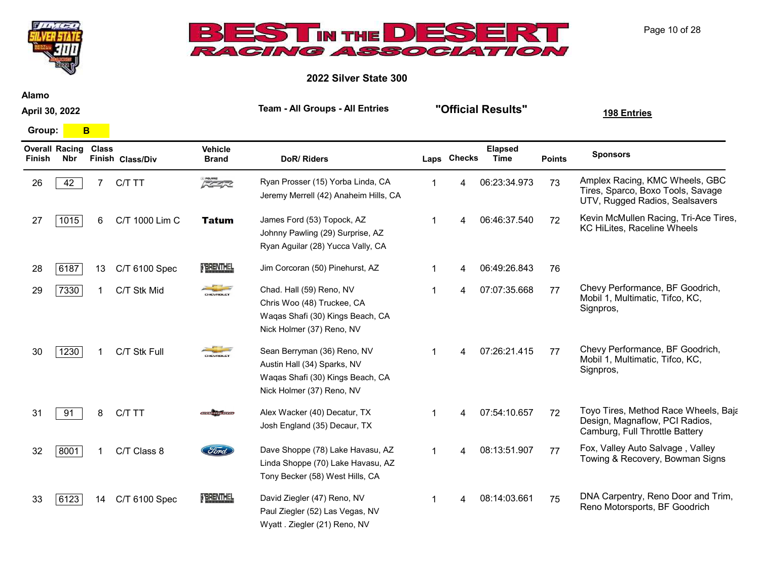# BEST IN THE DESERT RACING ASSOCIATION

## 2022 Silver State 300

**Alamo**

**April 30, 2022**

**Team - All Groups - All Entries**

**"Official Results"**

**198 Entries**

**Group: B**

| Overall Finish | Racing Nbr | Class Finish | Class/Div | Vehicle Brand | DoR/ Riders | Laps | Checks | Elapsed Time | Points | Sponsors |
|---|---|---|---|---|---|---|---|---|---|---|
| 26 | 42 | 7 | C/T TT | Polaris RZR | Ryan Prosser (15) Yorba Linda, CA<br>Jeremy Merrell (42) Anaheim Hills, CA | 1 | 4 | 06:23:34.973 | 73 | Amplex Racing, KMC Wheels, GBC Tires, Sparco, Boxo Tools, Savage UTV, Rugged Radios, Sealsavers |
| 27 | 1015 | 6 | C/T 1000 Lim C | Tatum | James Ford (53) Topock, AZ<br>Johnny Pawling (29) Surprise, AZ<br>Ryan Aguilar (28) Yucca Vally, CA | 1 | 4 | 06:46:37.540 | 72 | Kevin McMullen Racing, Tri-Ace Tires, KC HiLites, Raceline Wheels |
| 28 | 6187 | 13 | C/T 6100 Spec | Brenthel | Jim Corcoran (50) Pinehurst, AZ | 1 | 4 | 06:49:26.843 | 76 | |
| 29 | 7330 | 1 | C/T Stk Mid | Chevrolet | Chad. Hall (59) Reno, NV<br>Chris Woo (48) Truckee, CA<br>Waqas Shafi (30) Kings Beach, CA<br>Nick Holmer (37) Reno, NV | 1 | 4 | 07:07:35.668 | 77 | Chevy Performance, BF Goodrich, Mobil 1, Multimatic, Tifco, KC, Signpros, |
| 30 | 1230 | 1 | C/T Stk Full | Chevrolet | Sean Berryman (36) Reno, NV<br>Austin Hall (34) Sparks, NV<br>Waqas Shafi (30) Kings Beach, CA<br>Nick Holmer (37) Reno, NV | 1 | 4 | 07:26:21.415 | 77 | Chevy Performance, BF Goodrich, Mobil 1, Multimatic, Tifco, KC, Signpros, |
| 31 | 91 | 8 | C/T TT | Camburg | Alex Wacker (40) Decatur, TX<br>Josh England (35) Decaur, TX | 1 | 4 | 07:54:10.657 | 72 | Toyo Tires, Method Race Wheels, Baja Design, Magnaflow, PCI Radios, Camburg, Full Throttle Battery |
| 32 | 8001 | 1 | C/T Class 8 | Ford | Dave Shoppe (78) Lake Havasu, AZ<br>Linda Shoppe (70) Lake Havasu, AZ<br>Tony Becker (58) West Hills, CA | 1 | 4 | 08:13:51.907 | 77 | Fox, Valley Auto Salvage , Valley Towing & Recovery, Bowman Signs |
| 33 | 6123 | 14 | C/T 6100 Spec | Brenthel | David Ziegler (47) Reno, NV<br>Paul Ziegler (52) Las Vegas, NV<br>Wyatt . Ziegler (21) Reno, NV | 1 | 4 | 08:14:03.661 | 75 | DNA Carpentry, Reno Door and Trim, Reno Motorsports, BF Goodrich |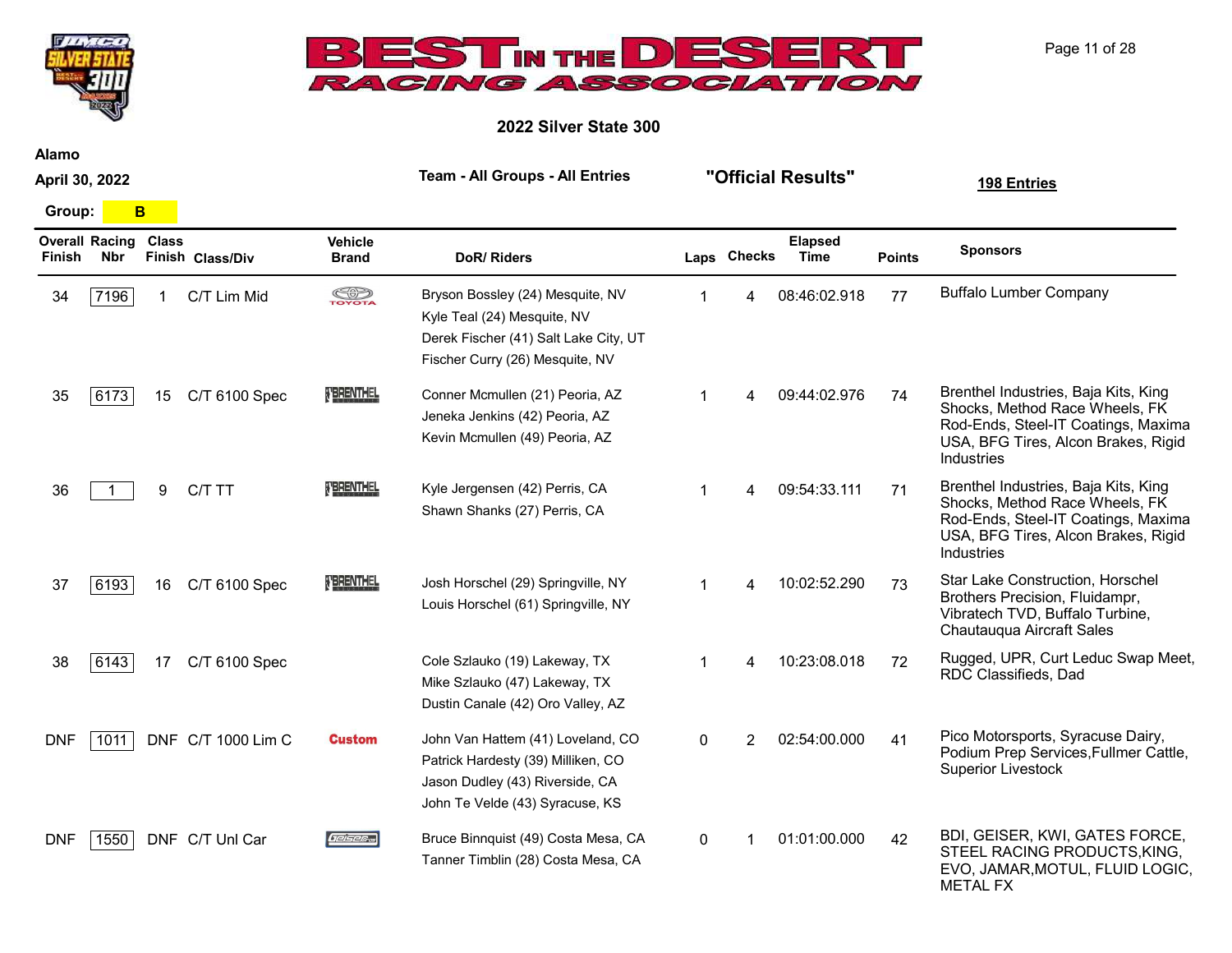## 2022 Silver State 300

**Alamo**

**April 30, 2022**

**Team - All Groups - All Entries**

**"Official Results"**

**198 Entries**

**Group: B**

| Overall Finish | Racing Nbr | Class Finish | Class/Div | Vehicle Brand | DoR/ Riders | Laps | Checks | Elapsed Time | Points | Sponsors |
|---|---|---|---|---|---|---|---|---|---|---|
| 34 | 7196 | 1 | C/T Lim Mid | TOYOTA | Bryson Bossley (24) Mesquite, NV<br>Kyle Teal (24) Mesquite, NV<br>Derek Fischer (41) Salt Lake City, UT<br>Fischer Curry (26) Mesquite, NV | 1 | 4 | 08:46:02.918 | 77 | Buffalo Lumber Company |
| 35 | 6173 | 15 | C/T 6100 Spec | BRENTHEL | Conner Mcmullen (21) Peoria, AZ<br>Jeneka Jenkins (42) Peoria, AZ<br>Kevin Mcmullen (49) Peoria, AZ | 1 | 4 | 09:44:02.976 | 74 | Brenthel Industries, Baja Kits, King Shocks, Method Race Wheels, FK Rod-Ends, Steel-IT Coatings, Maxima USA, BFG Tires, Alcon Brakes, Rigid Industries |
| 36 | 1 | 9 | C/T TT | BRENTHEL | Kyle Jergensen (42) Perris, CA<br>Shawn Shanks (27) Perris, CA | 1 | 4 | 09:54:33.111 | 71 | Brenthel Industries, Baja Kits, King Shocks, Method Race Wheels, FK Rod-Ends, Steel-IT Coatings, Maxima USA, BFG Tires, Alcon Brakes, Rigid Industries |
| 37 | 6193 | 16 | C/T 6100 Spec | BRENTHEL | Josh Horschel (29) Springville, NY<br>Louis Horschel (61) Springville, NY | 1 | 4 | 10:02:52.290 | 73 | Star Lake Construction, Horschel Brothers Precision, Fluidampr, Vibratech TVD, Buffalo Turbine, Chautauqua Aircraft Sales |
| 38 | 6143 | 17 | C/T 6100 Spec | | Cole Szlauko (19) Lakeway, TX<br>Mike Szlauko (47) Lakeway, TX<br>Dustin Canale (42) Oro Valley, AZ | 1 | 4 | 10:23:08.018 | 72 | Rugged, UPR, Curt Leduc Swap Meet, RDC Classifieds, Dad |
| DNF | 1011 | DNF | C/T 1000 Lim C | Custom | John Van Hattem (41) Loveland, CO<br>Patrick Hardesty (39) Milliken, CO<br>Jason Dudley (43) Riverside, CA<br>John Te Velde (43) Syracuse, KS | 0 | 2 | 02:54:00.000 | 41 | Pico Motorsports, Syracuse Dairy, Podium Prep Services,Fullmer Cattle, Superior Livestock |
| DNF | 1550 | DNF | C/T Unl Car | Geiser | Bruce Binnquist (49) Costa Mesa, CA<br>Tanner Timblin (28) Costa Mesa, CA | 0 | 1 | 01:01:00.000 | 42 | BDI, GEISER, KWI, GATES FORCE, STEEL RACING PRODUCTS,KING, EVO, JAMAR,MOTUL, FLUID LOGIC, METAL FX |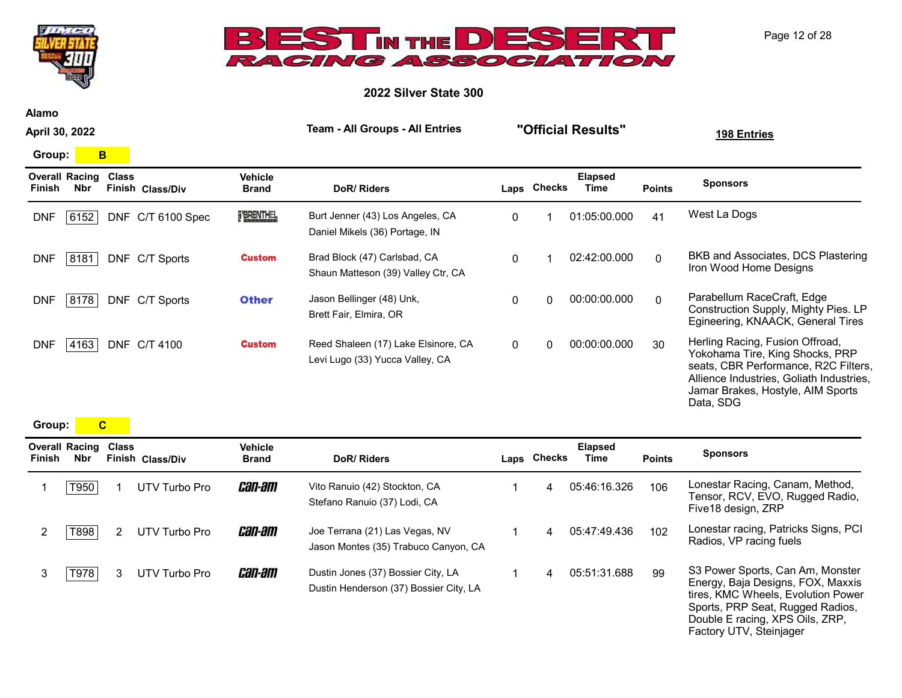# BEST IN THE DESERT RACING ASSOCIATION

## 2022 Silver State 300

**Alamo**

**April 30, 2022**

**Team - All Groups - All Entries**

**"Official Results"**

**198 Entries**

**Group: B**

| Overall Finish | Racing Nbr | Class Finish | Class/Div | Vehicle Brand | DoR/ Riders | Laps | Checks | Elapsed Time | Points | Sponsors |
|---|---|---|---|---|---|---|---|---|---|---|
| DNF | 6152 | DNF | C/T 6100 Spec | BRENTHEL | Burt Jenner (43) Los Angeles, CA<br>Daniel Mikels (36) Portage, IN | 0 | 1 | 01:05:00.000 | 41 | West La Dogs |
| DNF | 8181 | DNF | C/T Sports | Custom | Brad Block (47) Carlsbad, CA<br>Shaun Matteson (39) Valley Ctr, CA | 0 | 1 | 02:42:00.000 | 0 | BKB and Associates, DCS Plastering Iron Wood Home Designs |
| DNF | 8178 | DNF | C/T Sports | Other | Jason Bellinger (48) Unk,<br>Brett Fair, Elmira, OR | 0 | 0 | 00:00:00.000 | 0 | Parabellum RaceCraft, Edge Construction Supply, Mighty Pies. LP Egineering, KNAACK, General Tires |
| DNF | 4163 | DNF | C/T 4100 | Custom | Reed Shaleen (17) Lake Elsinore, CA<br>Levi Lugo (33) Yucca Valley, CA | 0 | 0 | 00:00:00.000 | 30 | Herling Racing, Fusion Offroad, Yokohama Tire, King Shocks, PRP seats, CBR Performance, R2C Filters, Allience Industries, Goliath Industries, Jamar Brakes, Hostyle, AIM Sports Data, SDG |

**Group: C**

| Overall Finish | Racing Nbr | Class Finish | Class/Div | Vehicle Brand | DoR/ Riders | Laps | Checks | Elapsed Time | Points | Sponsors |
|---|---|---|---|---|---|---|---|---|---|---|
| 1 | T950 | 1 | UTV Turbo Pro | Can-am | Vito Ranuio (42) Stockton, CA<br>Stefano Ranuio (37) Lodi, CA | 1 | 4 | 05:46:16.326 | 106 | Lonestar Racing, Canam, Method, Tensor, RCV, EVO, Rugged Radio, Five18 design, ZRP |
| 2 | T898 | 2 | UTV Turbo Pro | Can-am | Joe Terrana (21) Las Vegas, NV<br>Jason Montes (35) Trabuco Canyon, CA | 1 | 4 | 05:47:49.436 | 102 | Lonestar racing, Patricks Signs, PCI Radios, VP racing fuels |
| 3 | T978 | 3 | UTV Turbo Pro | Can-am | Dustin Jones (37) Bossier City, LA<br>Dustin Henderson (37) Bossier City, LA | 1 | 4 | 05:51:31.688 | 99 | S3 Power Sports, Can Am, Monster Energy, Baja Designs, FOX, Maxxis tires, KMC Wheels, Evolution Power Sports, PRP Seat, Rugged Radios, Double E racing, XPS Oils, ZRP, Factory UTV, Steinjager |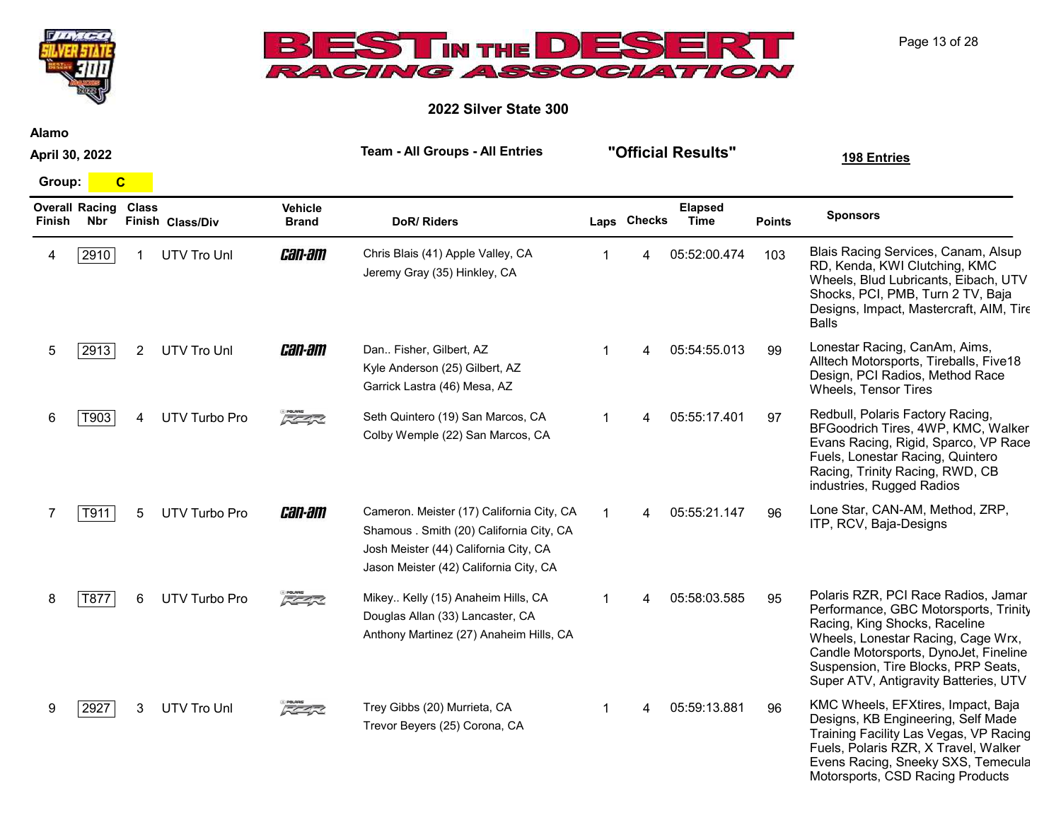# 2022 Silver State 300

**Alamo**

**April 30, 2022**

**Team - All Groups - All Entries**

**"Official Results"**

**198 Entries**

**Group: C**

| Overall Finish | Racing Nbr | Class Finish | Class/Div | Vehicle Brand | DoR/ Riders | Laps | Checks | Elapsed Time | Points | Sponsors |
|---|---|---|---|---|---|---|---|---|---|---|
| 4 | 2910 | 1 | UTV Tro Unl | Can-Am | Chris Blais (41) Apple Valley, CA<br>Jeremy Gray (35) Hinkley, CA | 1 | 4 | 05:52:00.474 | 103 | Blais Racing Services, Canam, Alsup RD, Kenda, KWI Clutching, KMC Wheels, Blud Lubricants, Eibach, UTV Shocks, PCI, PMB, Turn 2 TV, Baja Designs, Impact, Mastercraft, AIM, Tire Balls |
| 5 | 2913 | 2 | UTV Tro Unl | Can-Am | Dan.. Fisher, Gilbert, AZ<br>Kyle Anderson (25) Gilbert, AZ<br>Garrick Lastra (46) Mesa, AZ | 1 | 4 | 05:54:55.013 | 99 | Lonestar Racing, CanAm, Aims, Alltech Motorsports, Tireballs, Five18 Design, PCI Radios, Method Race Wheels, Tensor Tires |
| 6 | T903 | 4 | UTV Turbo Pro | Polaris RZR | Seth Quintero (19) San Marcos, CA<br>Colby Wemple (22) San Marcos, CA | 1 | 4 | 05:55:17.401 | 97 | Redbull, Polaris Factory Racing, BFGoodrich Tires, 4WP, KMC, Walker Evans Racing, Rigid, Sparco, VP Race Fuels, Lonestar Racing, Quintero Racing, Trinity Racing, RWD, CB industries, Rugged Radios |
| 7 | T911 | 5 | UTV Turbo Pro | Can-Am | Cameron. Meister (17) California City, CA<br>Shamous . Smith (20) California City, CA<br>Josh Meister (44) California City, CA<br>Jason Meister (42) California City, CA | 1 | 4 | 05:55:21.147 | 96 | Lone Star, CAN-AM, Method, ZRP, ITP, RCV, Baja-Designs |
| 8 | T877 | 6 | UTV Turbo Pro | Polaris RZR | Mikey.. Kelly (15) Anaheim Hills, CA<br>Douglas Allan (33) Lancaster, CA<br>Anthony Martinez (27) Anaheim Hills, CA | 1 | 4 | 05:58:03.585 | 95 | Polaris RZR, PCI Race Radios, Jamar Performance, GBC Motorsports, Trinity Racing, King Shocks, Raceline Wheels, Lonestar Racing, Cage Wrx, Candle Motorsports, DynoJet, Fineline Suspension, Tire Blocks, PRP Seats, Super ATV, Antigravity Batteries, UTV |
| 9 | 2927 | 3 | UTV Tro Unl | Polaris RZR | Trey Gibbs (20) Murrieta, CA<br>Trevor Beyers (25) Corona, CA | 1 | 4 | 05:59:13.881 | 96 | KMC Wheels, EFXtires, Impact, Baja Designs, KB Engineering, Self Made Training Facility Las Vegas, VP Racing Fuels, Polaris RZR, X Travel, Walker Evens Racing, Sneeky SXS, Temecula Motorsports, CSD Racing Products |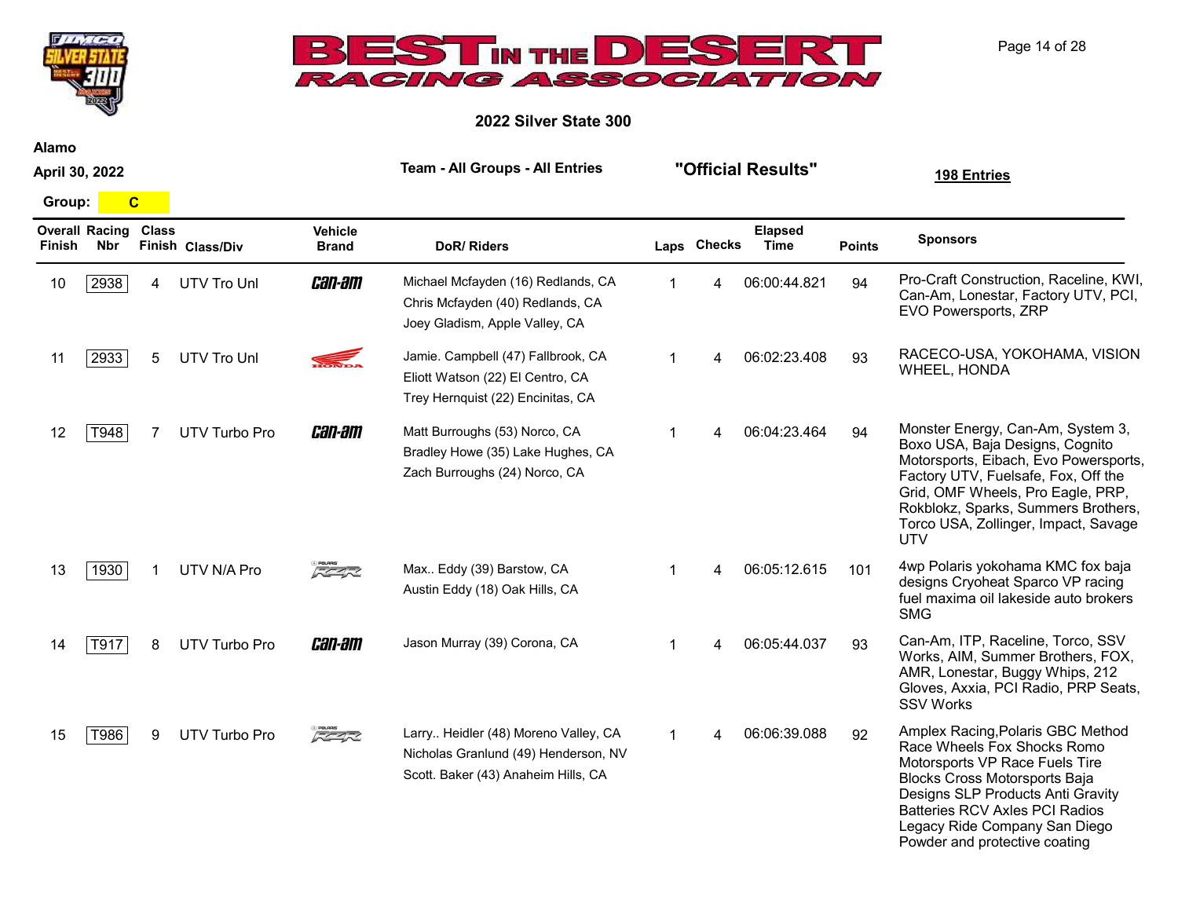# BEST IN THE DESERT RACING ASSOCIATION

## 2022 Silver State 300

**Alamo**

**April 30, 2022**

**Team - All Groups - All Entries**

**"Official Results"**

**198 Entries**

**Group: C**

| Overall Finish | Racing Nbr | Class Finish | Class/Div | Vehicle Brand | DoR/ Riders | Laps | Checks | Elapsed Time | Points | Sponsors |
|---|---|---|---|---|---|---|---|---|---|---|
| 10 | 2938 | 4 | UTV Tro Unl | Can-Am | Michael Mcfayden (16) Redlands, CA<br>Chris Mcfayden (40) Redlands, CA<br>Joey Gladism, Apple Valley, CA | 1 | 4 | 06:00:44.821 | 94 | Pro-Craft Construction, Raceline, KWI, Can-Am, Lonestar, Factory UTV, PCI, EVO Powersports, ZRP |
| 11 | 2933 | 5 | UTV Tro Unl | Honda | Jamie. Campbell (47) Fallbrook, CA<br>Eliott Watson (22) El Centro, CA<br>Trey Hernquist (22) Encinitas, CA | 1 | 4 | 06:02:23.408 | 93 | RACECO-USA, YOKOHAMA, VISION WHEEL, HONDA |
| 12 | T948 | 7 | UTV Turbo Pro | Can-Am | Matt Burroughs (53) Norco, CA<br>Bradley Howe (35) Lake Hughes, CA<br>Zach Burroughs (24) Norco, CA | 1 | 4 | 06:04:23.464 | 94 | Monster Energy, Can-Am, System 3, Boxo USA, Baja Designs, Cognito Motorsports, Eibach, Evo Powersports, Factory UTV, Fuelsafe, Fox, Off the Grid, OMF Wheels, Pro Eagle, PRP, Rokblokz, Sparks, Summers Brothers, Torco USA, Zollinger, Impact, Savage UTV |
| 13 | 1930 | 1 | UTV N/A Pro | Polaris RZR | Max.. Eddy (39) Barstow, CA<br>Austin Eddy (18) Oak Hills, CA | 1 | 4 | 06:05:12.615 | 101 | 4wp Polaris yokohama KMC fox baja designs Cryoheat Sparco VP racing fuel maxima oil lakeside auto brokers SMG |
| 14 | T917 | 8 | UTV Turbo Pro | Can-Am | Jason Murray (39) Corona, CA | 1 | 4 | 06:05:44.037 | 93 | Can-Am, ITP, Raceline, Torco, SSV Works, AIM, Summer Brothers, FOX, AMR, Lonestar, Buggy Whips, 212 Gloves, Axxia, PCI Radio, PRP Seats, SSV Works |
| 15 | T986 | 9 | UTV Turbo Pro | Polaris RZR | Larry.. Heidler (48) Moreno Valley, CA<br>Nicholas Granlund (49) Henderson, NV<br>Scott. Baker (43) Anaheim Hills, CA | 1 | 4 | 06:06:39.088 | 92 | Amplex Racing,Polaris GBC Method Race Wheels Fox Shocks Romo Motorsports VP Race Fuels Tire Blocks Cross Motorsports Baja Designs SLP Products Anti Gravity Batteries RCV Axles PCI Radios Legacy Ride Company San Diego Powder and protective coating |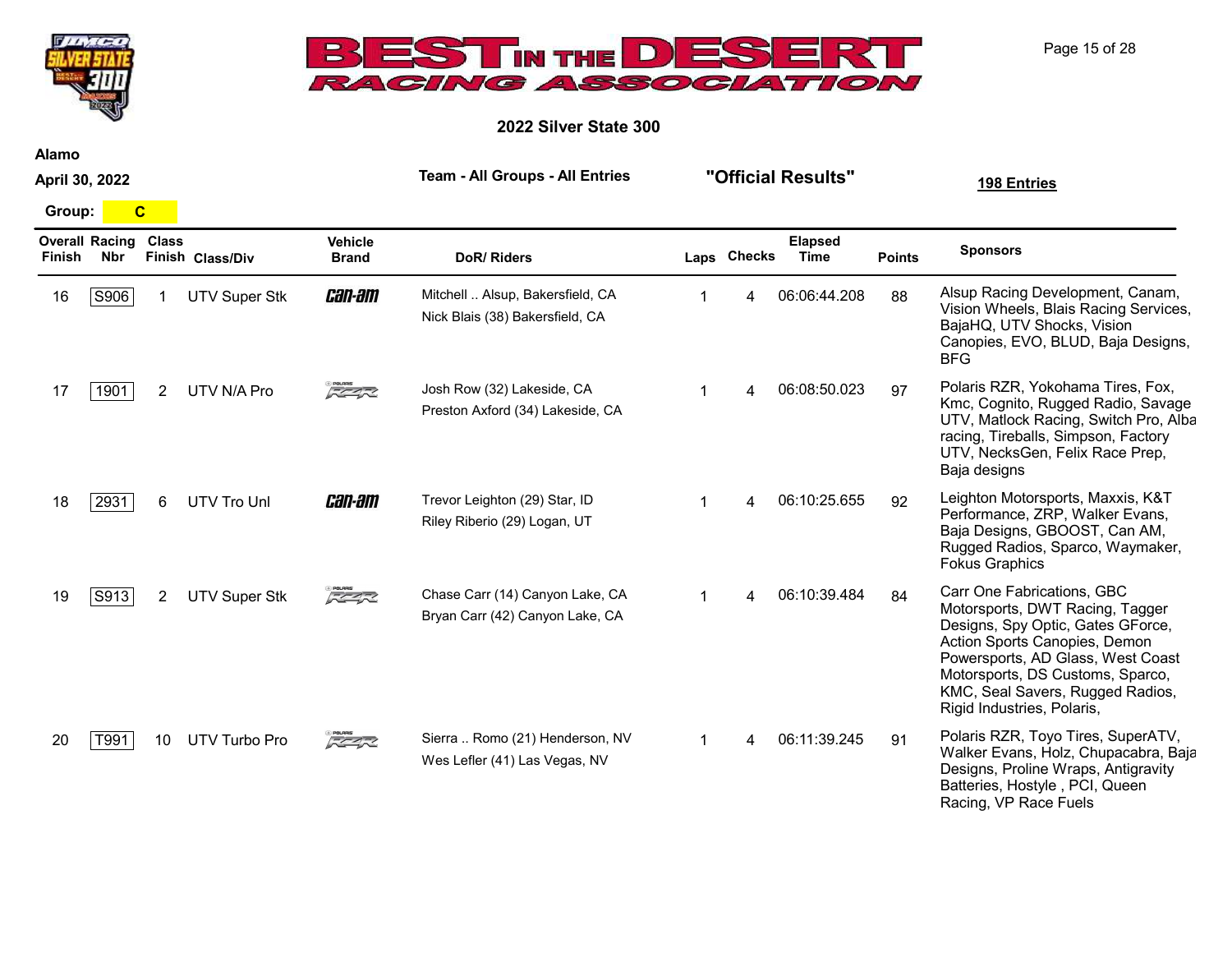# BEST IN THE DESERT RACING ASSOCIATION

## 2022 Silver State 300

**Alamo**

**April 30, 2022**

**Team - All Groups - All Entries**

**"Official Results"**

**198 Entries**

**Group: C**

| Overall Finish | Racing Nbr | Class Finish | Class/Div | Vehicle Brand | DoR/ Riders | Laps | Checks | Elapsed Time | Points | Sponsors |
|---|---|---|---|---|---|---|---|---|---|---|
| 16 | S906 | 1 | UTV Super Stk | Can-am | Mitchell .. Alsup, Bakersfield, CA<br>Nick Blais (38) Bakersfield, CA | 1 | 4 | 06:06:44.208 | 88 | Alsup Racing Development, Canam, Vision Wheels, Blais Racing Services, BajaHQ, UTV Shocks, Vision Canopies, EVO, BLUD, Baja Designs, BFG |
| 17 | 1901 | 2 | UTV N/A Pro | Polaris RZR | Josh Row (32) Lakeside, CA<br>Preston Axford (34) Lakeside, CA | 1 | 4 | 06:08:50.023 | 97 | Polaris RZR, Yokohama Tires, Fox, Kmc, Cognito, Rugged Radio, Savage UTV, Matlock Racing, Switch Pro, Alba racing, Tireballs, Simpson, Factory UTV, NecksGen, Felix Race Prep, Baja designs |
| 18 | 2931 | 6 | UTV Tro Unl | Can-am | Trevor Leighton (29) Star, ID<br>Riley Riberio (29) Logan, UT | 1 | 4 | 06:10:25.655 | 92 | Leighton Motorsports, Maxxis, K&T Performance, ZRP, Walker Evans, Baja Designs, GBOOST, Can AM, Rugged Radios, Sparco, Waymaker, Fokus Graphics |
| 19 | S913 | 2 | UTV Super Stk | Polaris RZR | Chase Carr (14) Canyon Lake, CA<br>Bryan Carr (42) Canyon Lake, CA | 1 | 4 | 06:10:39.484 | 84 | Carr One Fabrications, GBC Motorsports, DWT Racing, Tagger Designs, Spy Optic, Gates GForce, Action Sports Canopies, Demon Powersports, AD Glass, West Coast Motorsports, DS Customs, Sparco, KMC, Seal Savers, Rugged Radios, Rigid Industries, Polaris, |
| 20 | T991 | 10 | UTV Turbo Pro | Polaris RZR | Sierra .. Romo (21) Henderson, NV<br>Wes Lefler (41) Las Vegas, NV | 1 | 4 | 06:11:39.245 | 91 | Polaris RZR, Toyo Tires, SuperATV, Walker Evans, Holz, Chupacabra, Baja Designs, Proline Wraps, Antigravity Batteries, Hostyle , PCI, Queen Racing, VP Race Fuels |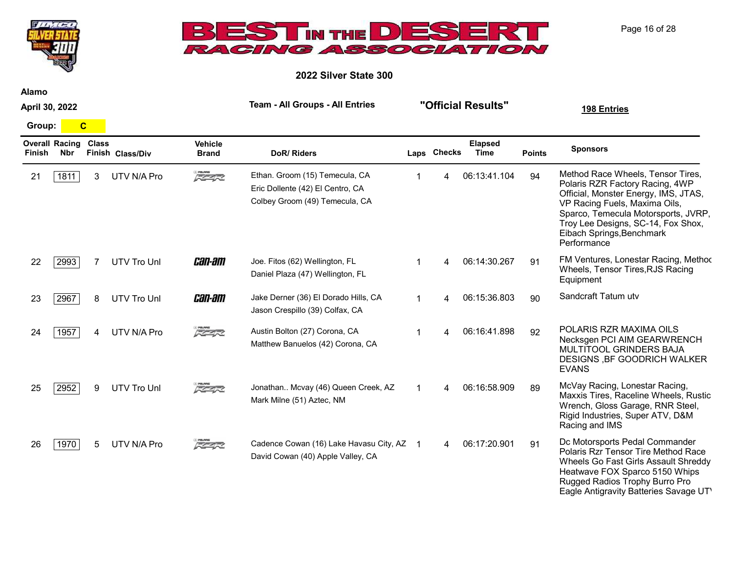# Best in the Desert Racing Association

## 2022 Silver State 300

**Alamo**

**April 30, 2022**

**Team - All Groups - All Entries** **"Official Results"** **198 Entries**

**Group: C**

| Overall Finish | Racing Nbr | Class Finish | Class/Div | Vehicle Brand | DoR/ Riders | Laps | Checks | Elapsed Time | Points | Sponsors |
|---|---|---|---|---|---|---|---|---|---|---|
| 21 | 1811 | 3 | UTV N/A Pro | RZR | Ethan. Groom (15) Temecula, CA<br>Eric Dollente (42) El Centro, CA<br>Colbey Groom (49) Temecula, CA | 1 | 4 | 06:13:41.104 | 94 | Method Race Wheels, Tensor Tires, Polaris RZR Factory Racing, 4WP Official, Monster Energy, IMS, JTAS, VP Racing Fuels, Maxima Oils, Sparco, Temecula Motorsports, JVRP, Troy Lee Designs, SC-14, Fox Shox, Eibach Springs,Benchmark Performance |
| 22 | 2993 | 7 | UTV Tro Unl | Can-Am | Joe. Fitos (62) Wellington, FL<br>Daniel Plaza (47) Wellington, FL | 1 | 4 | 06:14:30.267 | 91 | FM Ventures, Lonestar Racing, Method Wheels, Tensor Tires,RJS Racing Equipment |
| 23 | 2967 | 8 | UTV Tro Unl | Can-Am | Jake Derner (36) El Dorado Hills, CA<br>Jason Crespillo (39) Colfax, CA | 1 | 4 | 06:15:36.803 | 90 | Sandcraft Tatum utv |
| 24 | 1957 | 4 | UTV N/A Pro | RZR | Austin Bolton (27) Corona, CA<br>Matthew Banuelos (42) Corona, CA | 1 | 4 | 06:16:41.898 | 92 | POLARIS RZR MAXIMA OILS Necksgen PCI AIM GEARWRENCH MULTITOOL GRINDERS BAJA DESIGNS ,BF GOODRICH WALKER EVANS |
| 25 | 2952 | 9 | UTV Tro Unl | RZR | Jonathan.. Mcvay (46) Queen Creek, AZ<br>Mark Milne (51) Aztec, NM | 1 | 4 | 06:16:58.909 | 89 | McVay Racing, Lonestar Racing, Maxxis Tires, Raceline Wheels, Rustic Wrench, Gloss Garage, RNR Steel, Rigid Industries, Super ATV, D&M Racing and IMS |
| 26 | 1970 | 5 | UTV N/A Pro | RZR | Cadence Cowan (16) Lake Havasu City, AZ<br>David Cowan (40) Apple Valley, CA | 1 | 4 | 06:17:20.901 | 91 | Dc Motorsports Pedal Commander Polaris Rzr Tensor Tire Method Race Wheels Go Fast Girls Assault Shreddy Heatwave FOX Sparco 5150 Whips Rugged Radios Trophy Burro Pro Eagle Antigravity Batteries Savage UTV |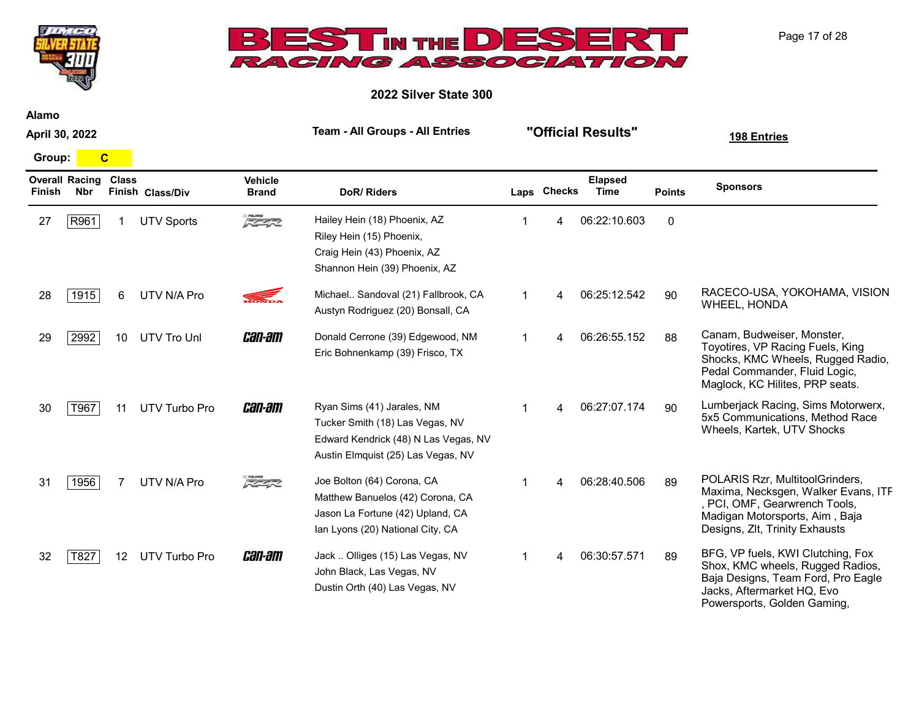# 2022 Silver State 300

**Alamo**

**April 30, 2022**

**Team - All Groups - All Entries**

**"Official Results"**

**198 Entries**

**Group: C**

| Overall Finish | Racing Nbr | Class Finish | Class/Div | Vehicle Brand | DoR/ Riders | Laps | Checks | Elapsed Time | Points | Sponsors |
|---|---|---|---|---|---|---|---|---|---|---|
| 27 | R961 | 1 | UTV Sports | Polaris RZR | Hailey Hein (18) Phoenix, AZ<br>Riley Hein (15) Phoenix,<br>Craig Hein (43) Phoenix, AZ<br>Shannon Hein (39) Phoenix, AZ | 1 | 4 | 06:22:10.603 | 0 | |
| 28 | 1915 | 6 | UTV N/A Pro | Honda | Michael.. Sandoval (21) Fallbrook, CA<br>Austyn Rodriguez (20) Bonsall, CA | 1 | 4 | 06:25:12.542 | 90 | RACECO-USA, YOKOHAMA, VISION WHEEL, HONDA |
| 29 | 2992 | 10 | UTV Tro Unl | Can-am | Donald Cerrone (39) Edgewood, NM<br>Eric Bohnenkamp (39) Frisco, TX | 1 | 4 | 06:26:55.152 | 88 | Canam, Budweiser, Monster, Toyotires, VP Racing Fuels, King Shocks, KMC Wheels, Rugged Radio, Pedal Commander, Fluid Logic, Maglock, KC Hilites, PRP seats. |
| 30 | T967 | 11 | UTV Turbo Pro | Can-am | Ryan Sims (41) Jarales, NM<br>Tucker Smith (18) Las Vegas, NV<br>Edward Kendrick (48) N Las Vegas, NV<br>Austin Elmquist (25) Las Vegas, NV | 1 | 4 | 06:27:07.174 | 90 | Lumberjack Racing, Sims Motorwerx, 5x5 Communications, Method Race Wheels, Kartek, UTV Shocks |
| 31 | 1956 | 7 | UTV N/A Pro | Polaris RZR | Joe Bolton (64) Corona, CA<br>Matthew Banuelos (42) Corona, CA<br>Jason La Fortune (42) Upland, CA<br>Ian Lyons (20) National City, CA | 1 | 4 | 06:28:40.506 | 89 | POLARIS Rzr, MultitoolGrinders, Maxima, Necksgen, Walker Evans, ITF , PCI, OMF, Gearwrench Tools, Madigan Motorsports, Aim , Baja Designs, Zlt, Trinity Exhausts |
| 32 | T827 | 12 | UTV Turbo Pro | Can-am | Jack .. Olliges (15) Las Vegas, NV<br>John Black, Las Vegas, NV<br>Dustin Orth (40) Las Vegas, NV | 1 | 4 | 06:30:57.571 | 89 | BFG, VP fuels, KWI Clutching, Fox Shox, KMC wheels, Rugged Radios, Baja Designs, Team Ford, Pro Eagle Jacks, Aftermarket HQ, Evo Powersports, Golden Gaming, |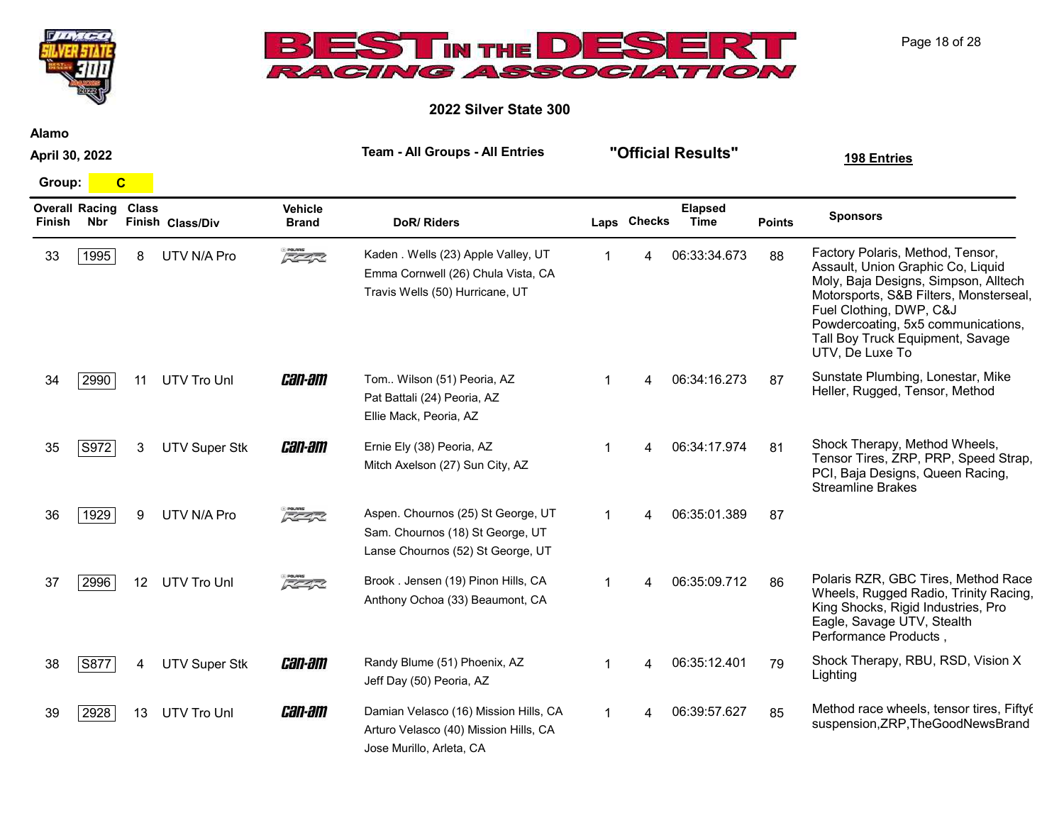## 2022 Silver State 300

**Alamo**

**April 30, 2022**

**Team - All Groups - All Entries**

**"Official Results"**

**198 Entries**

**Group:** C

| Overall Finish | Racing Nbr | Class Finish | Class/Div | Vehicle Brand | DoR/ Riders | Laps | Checks | Elapsed Time | Points | Sponsors |
|---|---|---|---|---|---|---|---|---|---|---|
| 33 | 1995 | 8 | UTV N/A Pro | Polaris RZR | Kaden . Wells (23) Apple Valley, UT<br>Emma Cornwell (26) Chula Vista, CA<br>Travis Wells (50) Hurricane, UT | 1 | 4 | 06:33:34.673 | 88 | Factory Polaris, Method, Tensor, Assault, Union Graphic Co, Liquid Moly, Baja Designs, Simpson, Alltech Motorsports, S&B Filters, Monsterseal, Fuel Clothing, DWP, C&J Powdercoating, 5x5 communications, Tall Boy Truck Equipment, Savage UTV, De Luxe To |
| 34 | 2990 | 11 | UTV Tro Unl | Can-Am | Tom.. Wilson (51) Peoria, AZ<br>Pat Battali (24) Peoria, AZ<br>Ellie Mack, Peoria, AZ | 1 | 4 | 06:34:16.273 | 87 | Sunstate Plumbing, Lonestar, Mike Heller, Rugged, Tensor, Method |
| 35 | S972 | 3 | UTV Super Stk | Can-Am | Ernie Ely (38) Peoria, AZ<br>Mitch Axelson (27) Sun City, AZ | 1 | 4 | 06:34:17.974 | 81 | Shock Therapy, Method Wheels, Tensor Tires, ZRP, PRP, Speed Strap, PCI, Baja Designs, Queen Racing, Streamline Brakes |
| 36 | 1929 | 9 | UTV N/A Pro | Polaris RZR | Aspen. Chournos (25) St George, UT<br>Sam. Chournos (18) St George, UT<br>Lanse Chournos (52) St George, UT | 1 | 4 | 06:35:01.389 | 87 | |
| 37 | 2996 | 12 | UTV Tro Unl | Polaris RZR | Brook . Jensen (19) Pinon Hills, CA<br>Anthony Ochoa (33) Beaumont, CA | 1 | 4 | 06:35:09.712 | 86 | Polaris RZR, GBC Tires, Method Race Wheels, Rugged Radio, Trinity Racing, King Shocks, Rigid Industries, Pro Eagle, Savage UTV, Stealth Performance Products , |
| 38 | S877 | 4 | UTV Super Stk | Can-Am | Randy Blume (51) Phoenix, AZ<br>Jeff Day (50) Peoria, AZ | 1 | 4 | 06:35:12.401 | 79 | Shock Therapy, RBU, RSD, Vision X Lighting |
| 39 | 2928 | 13 | UTV Tro Unl | Can-Am | Damian Velasco (16) Mission Hills, CA<br>Arturo Velasco (40) Mission Hills, CA<br>Jose Murillo, Arleta, CA | 1 | 4 | 06:39:57.627 | 85 | Method race wheels, tensor tires, Fifty6 suspension,ZRP,TheGoodNewsBrand |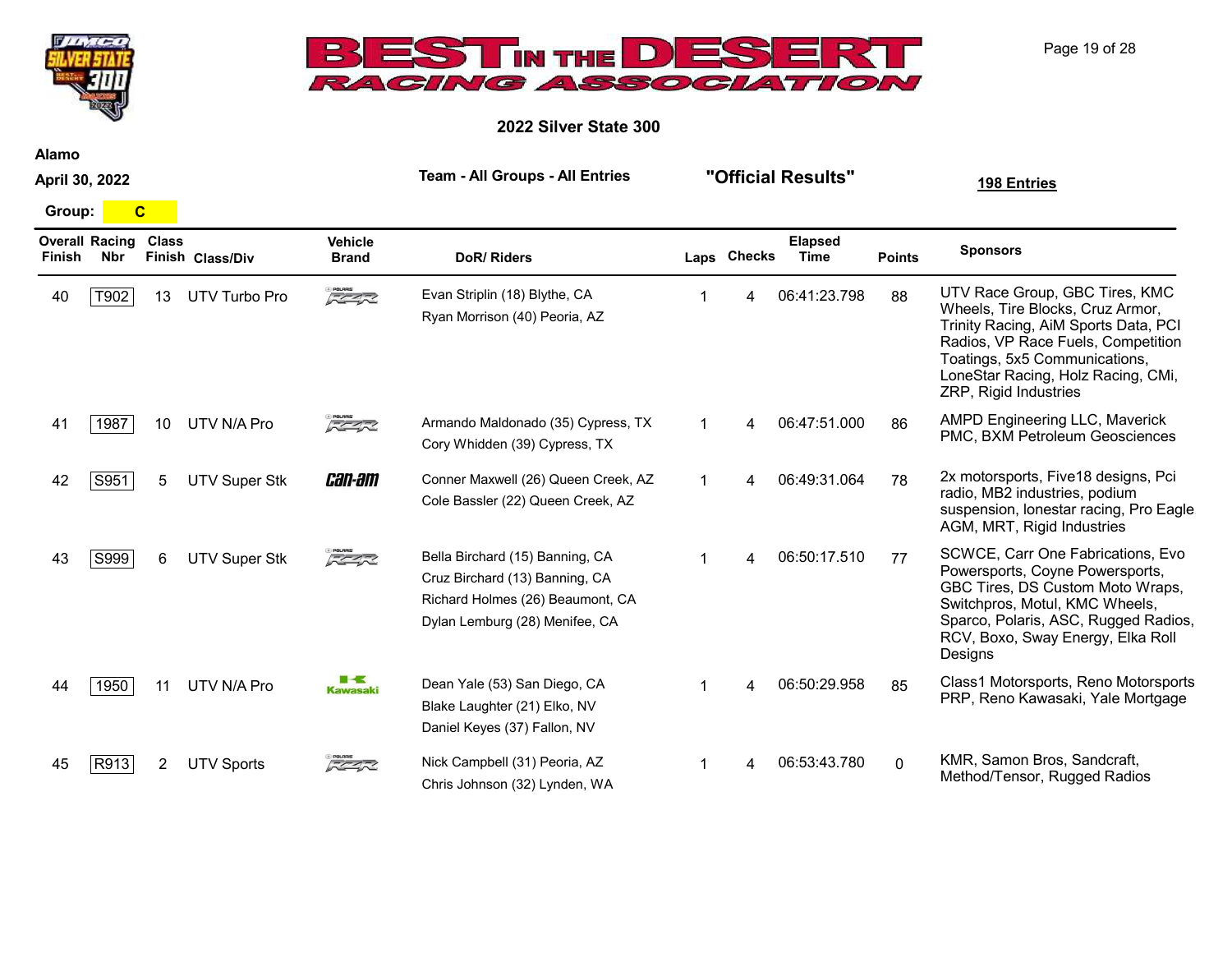# BEST IN THE DESERT RACING ASSOCIATION

## 2022 Silver State 300

**Alamo**

**April 30, 2022**

**Team - All Groups - All Entries** **"Official Results"** **198 Entries**

**Group: C**

| Overall Finish | Racing Nbr | Class Finish | Class/Div | Vehicle Brand | DoR/ Riders | Laps | Checks | Elapsed Time | Points | Sponsors |
|---|---|---|---|---|---|---|---|---|---|---|
| 40 | T902 | 13 | UTV Turbo Pro | Polaris RZR | Evan Striplin (18) Blythe, CA<br>Ryan Morrison (40) Peoria, AZ | 1 | 4 | 06:41:23.798 | 88 | UTV Race Group, GBC Tires, KMC Wheels, Tire Blocks, Cruz Armor, Trinity Racing, AiM Sports Data, PCI Radios, VP Race Fuels, Competition Toatings, 5x5 Communications, LoneStar Racing, Holz Racing, CMi, ZRP, Rigid Industries |
| 41 | 1987 | 10 | UTV N/A Pro | Polaris RZR | Armando Maldonado (35) Cypress, TX<br>Cory Whidden (39) Cypress, TX | 1 | 4 | 06:47:51.000 | 86 | AMPD Engineering LLC, Maverick PMC, BXM Petroleum Geosciences |
| 42 | S951 | 5 | UTV Super Stk | Can-Am | Conner Maxwell (26) Queen Creek, AZ<br>Cole Bassler (22) Queen Creek, AZ | 1 | 4 | 06:49:31.064 | 78 | 2x motorsports, Five18 designs, Pci radio, MB2 industries, podium suspension, lonestar racing, Pro Eagle AGM, MRT, Rigid Industries |
| 43 | S999 | 6 | UTV Super Stk | Polaris RZR | Bella Birchard (15) Banning, CA<br>Cruz Birchard (13) Banning, CA<br>Richard Holmes (26) Beaumont, CA<br>Dylan Lemburg (28) Menifee, CA | 1 | 4 | 06:50:17.510 | 77 | SCWCE, Carr One Fabrications, Evo Powersports, Coyne Powersports, GBC Tires, DS Custom Moto Wraps, Switchpros, Motul, KMC Wheels, Sparco, Polaris, ASC, Rugged Radios, RCV, Boxo, Sway Energy, Elka Roll Designs |
| 44 | 1950 | 11 | UTV N/A Pro | Kawasaki | Dean Yale (53) San Diego, CA<br>Blake Laughter (21) Elko, NV<br>Daniel Keyes (37) Fallon, NV | 1 | 4 | 06:50:29.958 | 85 | Class1 Motorsports, Reno Motorsports PRP, Reno Kawasaki, Yale Mortgage |
| 45 | R913 | 2 | UTV Sports | Polaris RZR | Nick Campbell (31) Peoria, AZ<br>Chris Johnson (32) Lynden, WA | 1 | 4 | 06:53:43.780 | 0 | KMR, Samon Bros, Sandcraft, Method/Tensor, Rugged Radios |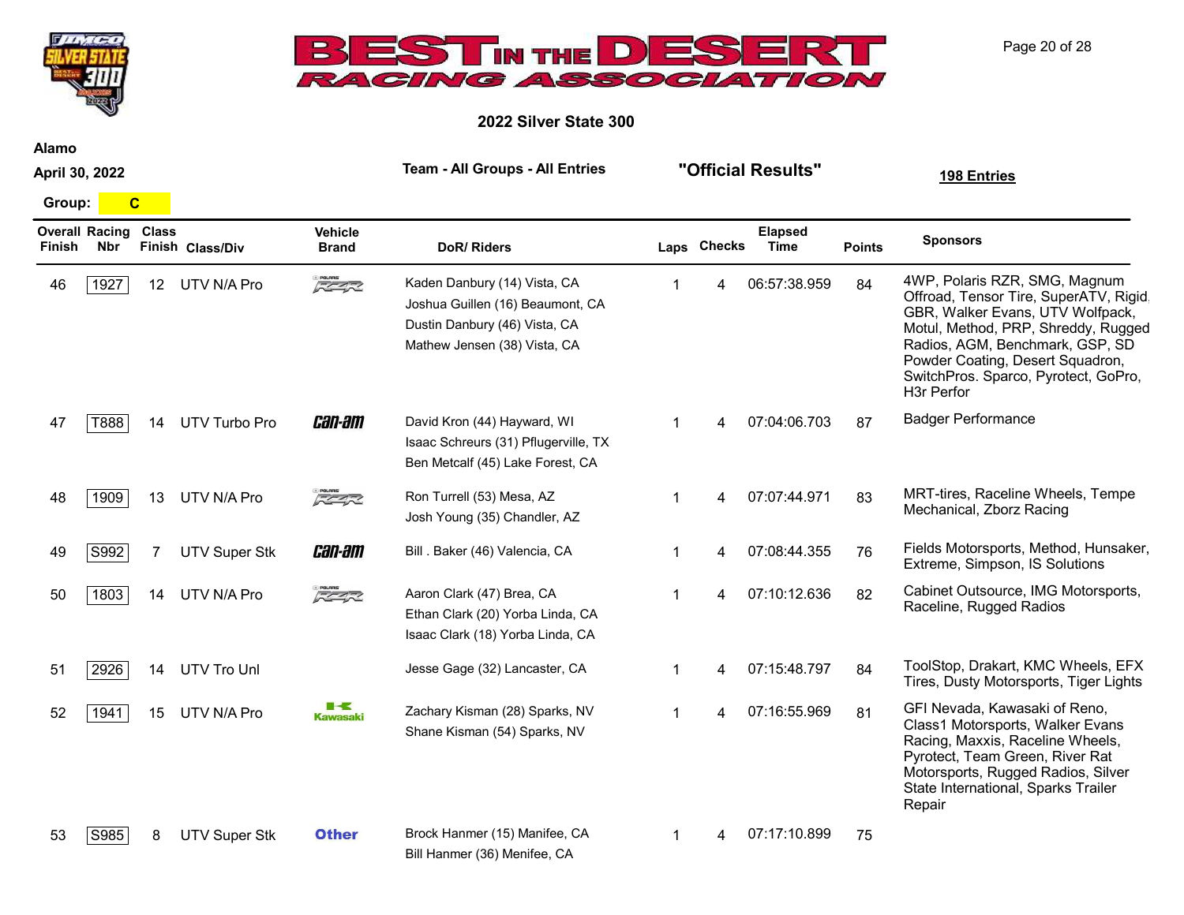# BEST IN THE DESERT RACING ASSOCIATION

## 2022 Silver State 300

**Alamo**

**April 30, 2022**

**Team - All Groups - All Entries**

**"Official Results"**

**198 Entries**

**Group: C**

| Overall Finish | Racing Nbr | Class Finish | Class/Div | Vehicle Brand | DoR/ Riders | Laps | Checks | Elapsed Time | Points | Sponsors |
|---|---|---|---|---|---|---|---|---|---|---|
| 46 | 1927 | 12 | UTV N/A Pro | Polaris RZR | Kaden Danbury (14) Vista, CA<br>Joshua Guillen (16) Beaumont, CA<br>Dustin Danbury (46) Vista, CA<br>Mathew Jensen (38) Vista, CA | 1 | 4 | 06:57:38.959 | 84 | 4WP, Polaris RZR, SMG, Magnum Offroad, Tensor Tire, SuperATV, Rigid, GBR, Walker Evans, UTV Wolfpack, Motul, Method, PRP, Shreddy, Rugged Radios, AGM, Benchmark, GSP, SD Powder Coating, Desert Squadron, SwitchPros. Sparco, Pyrotect, GoPro, H3r Perfor |
| 47 | T888 | 14 | UTV Turbo Pro | Can-am | David Kron (44) Hayward, WI<br>Isaac Schreurs (31) Pflugerville, TX<br>Ben Metcalf (45) Lake Forest, CA | 1 | 4 | 07:04:06.703 | 87 | Badger Performance |
| 48 | 1909 | 13 | UTV N/A Pro | Polaris RZR | Ron Turrell (53) Mesa, AZ<br>Josh Young (35) Chandler, AZ | 1 | 4 | 07:07:44.971 | 83 | MRT-tires, Raceline Wheels, Tempe Mechanical, Zborz Racing |
| 49 | S992 | 7 | UTV Super Stk | Can-am | Bill . Baker (46) Valencia, CA | 1 | 4 | 07:08:44.355 | 76 | Fields Motorsports, Method, Hunsaker, Extreme, Simpson, IS Solutions |
| 50 | 1803 | 14 | UTV N/A Pro | Polaris RZR | Aaron Clark (47) Brea, CA<br>Ethan Clark (20) Yorba Linda, CA<br>Isaac Clark (18) Yorba Linda, CA | 1 | 4 | 07:10:12.636 | 82 | Cabinet Outsource, IMG Motorsports, Raceline, Rugged Radios |
| 51 | 2926 | 14 | UTV Tro Unl | | Jesse Gage (32) Lancaster, CA | 1 | 4 | 07:15:48.797 | 84 | ToolStop, Drakart, KMC Wheels, EFX Tires, Dusty Motorsports, Tiger Lights |
| 52 | 1941 | 15 | UTV N/A Pro | Kawasaki | Zachary Kisman (28) Sparks, NV<br>Shane Kisman (54) Sparks, NV | 1 | 4 | 07:16:55.969 | 81 | GFI Nevada, Kawasaki of Reno, Class1 Motorsports, Walker Evans Racing, Maxxis, Raceline Wheels, Pyrotect, Team Green, River Rat Motorsports, Rugged Radios, Silver State International, Sparks Trailer Repair |
| 53 | S985 | 8 | UTV Super Stk | Other | Brock Hanmer (15) Manifee, CA<br>Bill Hanmer (36) Menifee, CA | 1 | 4 | 07:17:10.899 | 75 | |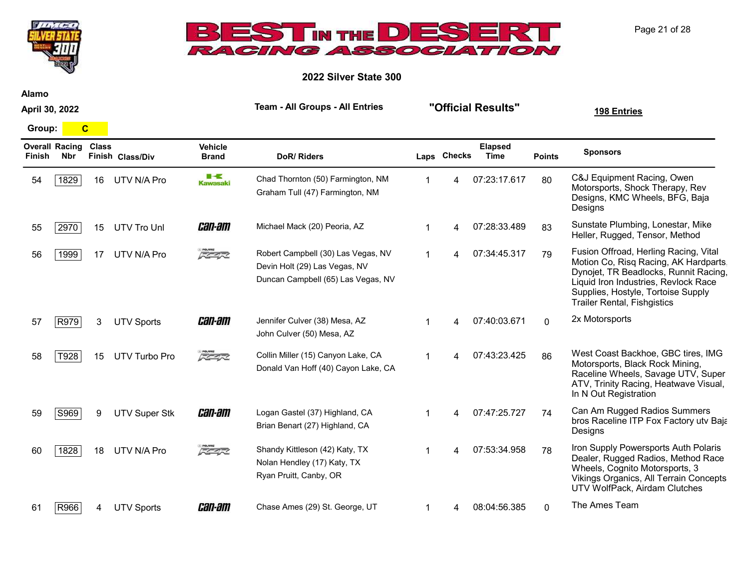# BEST IN THE DESERT RACING ASSOCIATION

## 2022 Silver State 300

**Alamo**

**April 30, 2022**

**Team - All Groups - All Entries**

**"Official Results"**

**198 Entries**

**Group: C**

| Overall Finish | Racing Nbr | Class Finish | Class/Div | Vehicle Brand | DoR/ Riders | Laps | Checks | Elapsed Time | Points | Sponsors |
|---|---|---|---|---|---|---|---|---|---|---|
| 54 | 1829 | 16 | UTV N/A Pro | Kawasaki | Chad Thornton (50) Farmington, NM<br>Graham Tull (47) Farmington, NM | 1 | 4 | 07:23:17.617 | 80 | C&J Equipment Racing, Owen Motorsports, Shock Therapy, Rev Designs, KMC Wheels, BFG, Baja Designs |
| 55 | 2970 | 15 | UTV Tro Unl | Can-Am | Michael Mack (20) Peoria, AZ | 1 | 4 | 07:28:33.489 | 83 | Sunstate Plumbing, Lonestar, Mike Heller, Rugged, Tensor, Method |
| 56 | 1999 | 17 | UTV N/A Pro | Polaris RZR | Robert Campbell (30) Las Vegas, NV<br>Devin Holt (29) Las Vegas, NV<br>Duncan Campbell (65) Las Vegas, NV | 1 | 4 | 07:34:45.317 | 79 | Fusion Offroad, Herling Racing, Vital Motion Co, Risq Racing, AK Hardparts, Dynojet, TR Beadlocks, Runnit Racing, Liquid Iron Industries, Revlock Race Supplies, Hostyle, Tortoise Supply Trailer Rental, Fishgistics |
| 57 | R979 | 3 | UTV Sports | Can-Am | Jennifer Culver (38) Mesa, AZ<br>John Culver (50) Mesa, AZ | 1 | 4 | 07:40:03.671 | 0 | 2x Motorsports |
| 58 | T928 | 15 | UTV Turbo Pro | Polaris RZR | Collin Miller (15) Canyon Lake, CA<br>Donald Van Hoff (40) Cayon Lake, CA | 1 | 4 | 07:43:23.425 | 86 | West Coast Backhoe, GBC tires, IMG Motorsports, Black Rock Mining, Raceline Wheels, Savage UTV, Super ATV, Trinity Racing, Heatwave Visual, In N Out Registration |
| 59 | S969 | 9 | UTV Super Stk | Can-Am | Logan Gastel (37) Highland, CA<br>Brian Benart (27) Highland, CA | 1 | 4 | 07:47:25.727 | 74 | Can Am Rugged Radios Summers bros Raceline ITP Fox Factory utv Baja Designs |
| 60 | 1828 | 18 | UTV N/A Pro | Polaris RZR | Shandy Kittleson (42) Katy, TX<br>Nolan Hendley (17) Katy, TX<br>Ryan Pruitt, Canby, OR | 1 | 4 | 07:53:34.958 | 78 | Iron Supply Powersports Auth Polaris Dealer, Rugged Radios, Method Race Wheels, Cognito Motorsports, 3 Vikings Organics, All Terrain Concepts UTV WolfPack, Airdam Clutches |
| 61 | R966 | 4 | UTV Sports | Can-Am | Chase Ames (29) St. George, UT | 1 | 4 | 08:04:56.385 | 0 | The Ames Team |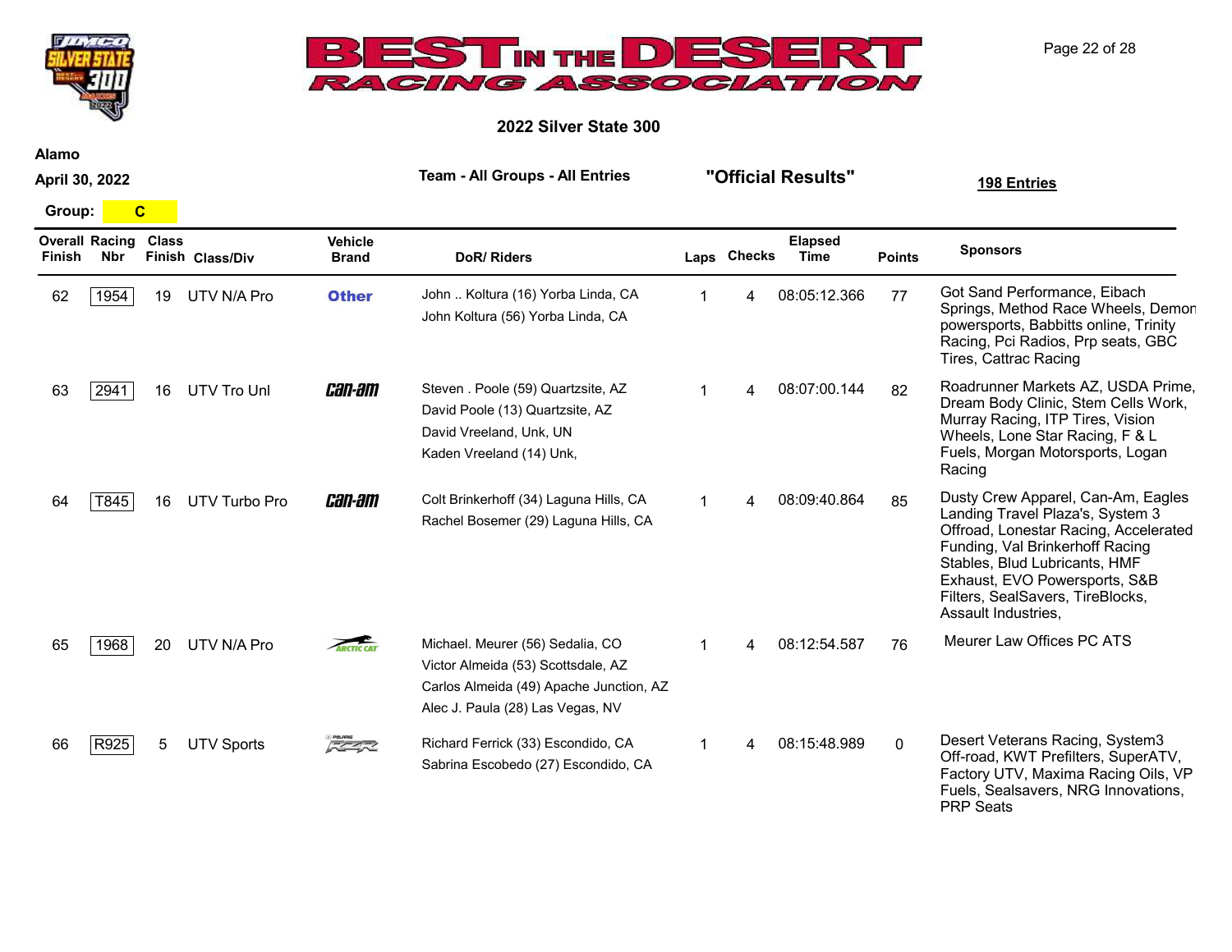# BEST IN THE DESERT RACING ASSOCIATION

## 2022 Silver State 300

**Alamo**

**April 30, 2022**

**Team - All Groups - All Entries**

**"Official Results"**

**198 Entries**

**Group: C**

| Overall Finish | Racing Nbr | Class Finish | Class/Div | Vehicle Brand | DoR/ Riders | Laps | Checks | Elapsed Time | Points | Sponsors |
|---|---|---|---|---|---|---|---|---|---|---|
| 62 | 1954 | 19 | UTV N/A Pro | Other | John .. Koltura (16) Yorba Linda, CA<br>John Koltura (56) Yorba Linda, CA | 1 | 4 | 08:05:12.366 | 77 | Got Sand Performance, Eibach Springs, Method Race Wheels, Demon powersports, Babbitts online, Trinity Racing, Pci Radios, Prp seats, GBC Tires, Cattrac Racing |
| 63 | 2941 | 16 | UTV Tro Unl | Can-Am | Steven . Poole (59) Quartzsite, AZ<br>David Poole (13) Quartzsite, AZ<br>David Vreeland, Unk, UN<br>Kaden Vreeland (14) Unk, | 1 | 4 | 08:07:00.144 | 82 | Roadrunner Markets AZ, USDA Prime, Dream Body Clinic, Stem Cells Work, Murray Racing, ITP Tires, Vision Wheels, Lone Star Racing, F & L Fuels, Morgan Motorsports, Logan Racing |
| 64 | T845 | 16 | UTV Turbo Pro | Can-Am | Colt Brinkerhoff (34) Laguna Hills, CA<br>Rachel Bosemer (29) Laguna Hills, CA | 1 | 4 | 08:09:40.864 | 85 | Dusty Crew Apparel, Can-Am, Eagles Landing Travel Plaza's, System 3 Offroad, Lonestar Racing, Accelerated Funding, Val Brinkerhoff Racing Stables, Blud Lubricants, HMF Exhaust, EVO Powersports, S&B Filters, SealSavers, TireBlocks, Assault Industries, |
| 65 | 1968 | 20 | UTV N/A Pro | Arctic Cat | Michael. Meurer (56) Sedalia, CO<br>Victor Almeida (53) Scottsdale, AZ<br>Carlos Almeida (49) Apache Junction, AZ<br>Alec J. Paula (28) Las Vegas, NV | 1 | 4 | 08:12:54.587 | 76 | Meurer Law Offices PC ATS |
| 66 | R925 | 5 | UTV Sports | Polaris RZR | Richard Ferrick (33) Escondido, CA<br>Sabrina Escobedo (27) Escondido, CA | 1 | 4 | 08:15:48.989 | 0 | Desert Veterans Racing, System3 Off-road, KWT Prefilters, SuperATV, Factory UTV, Maxima Racing Oils, VP Fuels, Sealsavers, NRG Innovations, PRP Seats |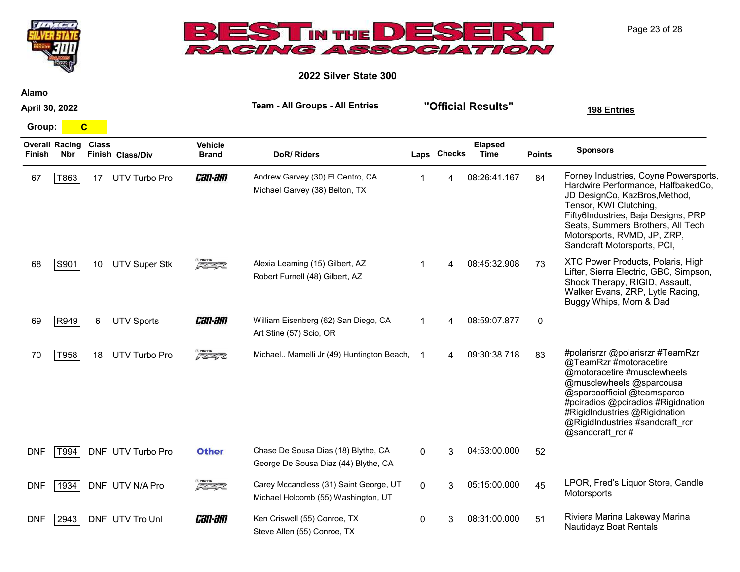# BEST IN THE DESERT RACING ASSOCIATION

## 2022 Silver State 300

**Alamo**

**April 30, 2022**

**Team - All Groups - All Entries**

**"Official Results"**

**198 Entries**

**Group: C**

| Overall Finish | Racing Nbr | Class Finish | Class/Div | Vehicle Brand | DoR/ Riders | Laps | Checks | Elapsed Time | Points | Sponsors |
|---|---|---|---|---|---|---|---|---|---|---|
| 67 | T863 | 17 | UTV Turbo Pro | Can-Am | Andrew Garvey (30) El Centro, CA<br>Michael Garvey (38) Belton, TX | 1 | 4 | 08:26:41.167 | 84 | Forney Industries, Coyne Powersports, Hardwire Performance, HalfbakedCo, JD DesignCo, KazBros,Method, Tensor, KWI Clutching, Fifty6Industries, Baja Designs, PRP Seats, Summers Brothers, All Tech Motorsports, RVMD, JP, ZRP, Sandcraft Motorsports, PCI, |
| 68 | S901 | 10 | UTV Super Stk | Polaris RZR | Alexia Leaming (15) Gilbert, AZ<br>Robert Furnell (48) Gilbert, AZ | 1 | 4 | 08:45:32.908 | 73 | XTC Power Products, Polaris, High Lifter, Sierra Electric, GBC, Simpson, Shock Therapy, RIGID, Assault, Walker Evans, ZRP, Lytle Racing, Buggy Whips, Mom & Dad |
| 69 | R949 | 6 | UTV Sports | Can-Am | William Eisenberg (62) San Diego, CA<br>Art Stine (57) Scio, OR | 1 | 4 | 08:59:07.877 | 0 | |
| 70 | T958 | 18 | UTV Turbo Pro | Polaris RZR | Michael.. Mamelli Jr (49) Huntington Beach, | 1 | 4 | 09:30:38.718 | 83 | #polarisrzr @polarisrzr #TeamRzr @TeamRzr #motoracetire @motoracetire #musclewheels @musclewheels @sparcousa @sparcoofficial @teamsparco #pciradios @pciradios #Rigidnation #RigidIndustries @Rigidnation @RigidIndustries #sandcraft_rcr @sandcraft_rcr # |
| DNF | T994 | DNF | UTV Turbo Pro | Other | Chase De Sousa Dias (18) Blythe, CA<br>George De Sousa Diaz (44) Blythe, CA | 0 | 3 | 04:53:00.000 | 52 | |
| DNF | 1934 | DNF | UTV N/A Pro | Polaris RZR | Carey Mccandless (31) Saint George, UT<br>Michael Holcomb (55) Washington, UT | 0 | 3 | 05:15:00.000 | 45 | LPOR, Fred's Liquor Store, Candle Motorsports |
| DNF | 2943 | DNF | UTV Tro Unl | Can-Am | Ken Criswell (55) Conroe, TX<br>Steve Allen (55) Conroe, TX | 0 | 3 | 08:31:00.000 | 51 | Riviera Marina Lakeway Marina Nautidayz Boat Rentals |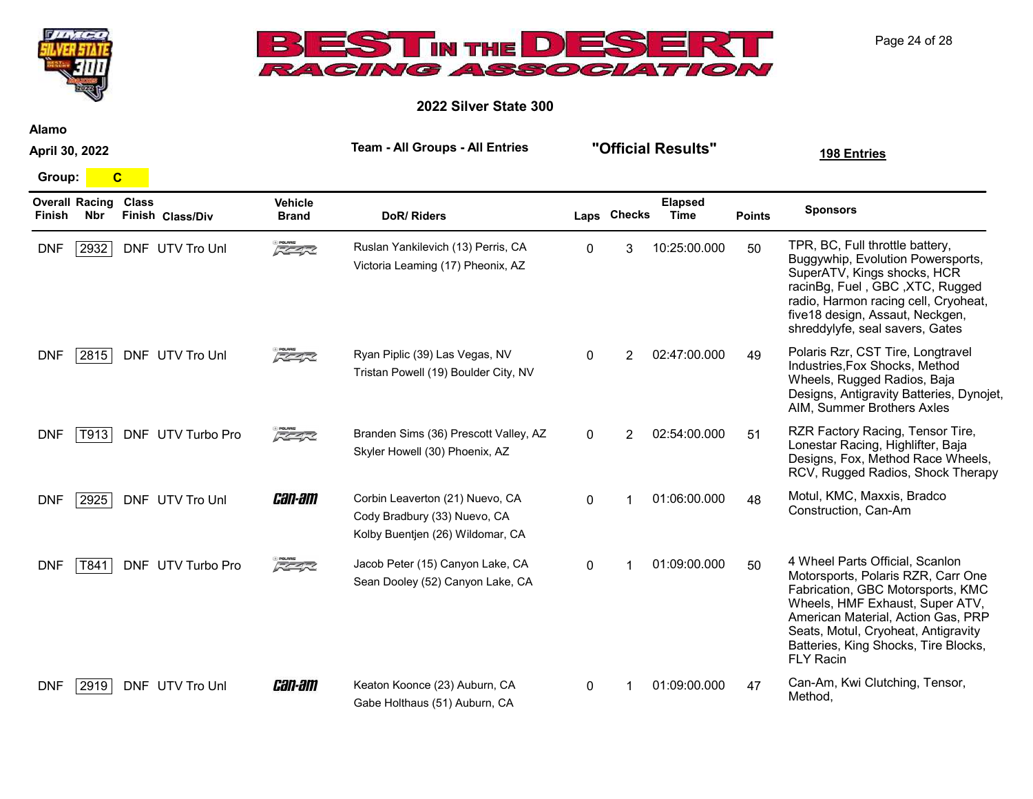## 2022 Silver State 300

**Alamo**

**April 30, 2022**

**Team - All Groups - All Entries**

**"Official Results"**

**198 Entries**

**Group: C**

| Overall Finish | Racing Nbr | Class Finish | Class/Div | Vehicle Brand | DoR/ Riders | Laps | Checks | Elapsed Time | Points | Sponsors |
|---|---|---|---|---|---|---|---|---|---|---|
| DNF | 2932 | DNF | UTV Tro Unl | Polaris RZR | Ruslan Yankilevich (13) Perris, CA<br>Victoria Leaming (17) Pheonix, AZ | 0 | 3 | 10:25:00.000 | 50 | TPR, BC, Full throttle battery, Buggywhip, Evolution Powersports, SuperATV, Kings shocks, HCR racinBg, Fuel , GBC ,XTC, Rugged radio, Harmon racing cell, Cryoheat, five18 design, Assaut, Neckgen, shreddylyfe, seal savers, Gates |
| DNF | 2815 | DNF | UTV Tro Unl | Polaris RZR | Ryan Piplic (39) Las Vegas, NV<br>Tristan Powell (19) Boulder City, NV | 0 | 2 | 02:47:00.000 | 49 | Polaris Rzr, CST Tire, Longtravel Industries,Fox Shocks, Method Wheels, Rugged Radios, Baja Designs, Antigravity Batteries, Dynojet, AIM, Summer Brothers Axles |
| DNF | T913 | DNF | UTV Turbo Pro | Polaris RZR | Branden Sims (36) Prescott Valley, AZ<br>Skyler Howell (30) Phoenix, AZ | 0 | 2 | 02:54:00.000 | 51 | RZR Factory Racing, Tensor Tire, Lonestar Racing, Highlifter, Baja Designs, Fox, Method Race Wheels, RCV, Rugged Radios, Shock Therapy |
| DNF | 2925 | DNF | UTV Tro Unl | Can-Am | Corbin Leaverton (21) Nuevo, CA<br>Cody Bradbury (33) Nuevo, CA<br>Kolby Buentjen (26) Wildomar, CA | 0 | 1 | 01:06:00.000 | 48 | Motul, KMC, Maxxis, Bradco Construction, Can-Am |
| DNF | T841 | DNF | UTV Turbo Pro | Polaris RZR | Jacob Peter (15) Canyon Lake, CA<br>Sean Dooley (52) Canyon Lake, CA | 0 | 1 | 01:09:00.000 | 50 | 4 Wheel Parts Official, Scanlon Motorsports, Polaris RZR, Carr One Fabrication, GBC Motorsports, KMC Wheels, HMF Exhaust, Super ATV, American Material, Action Gas, PRP Seats, Motul, Cryoheat, Antigravity Batteries, King Shocks, Tire Blocks, FLY Racin |
| DNF | 2919 | DNF | UTV Tro Unl | Can-Am | Keaton Koonce (23) Auburn, CA<br>Gabe Holthaus (51) Auburn, CA | 0 | 1 | 01:09:00.000 | 47 | Can-Am, Kwi Clutching, Tensor, Method, |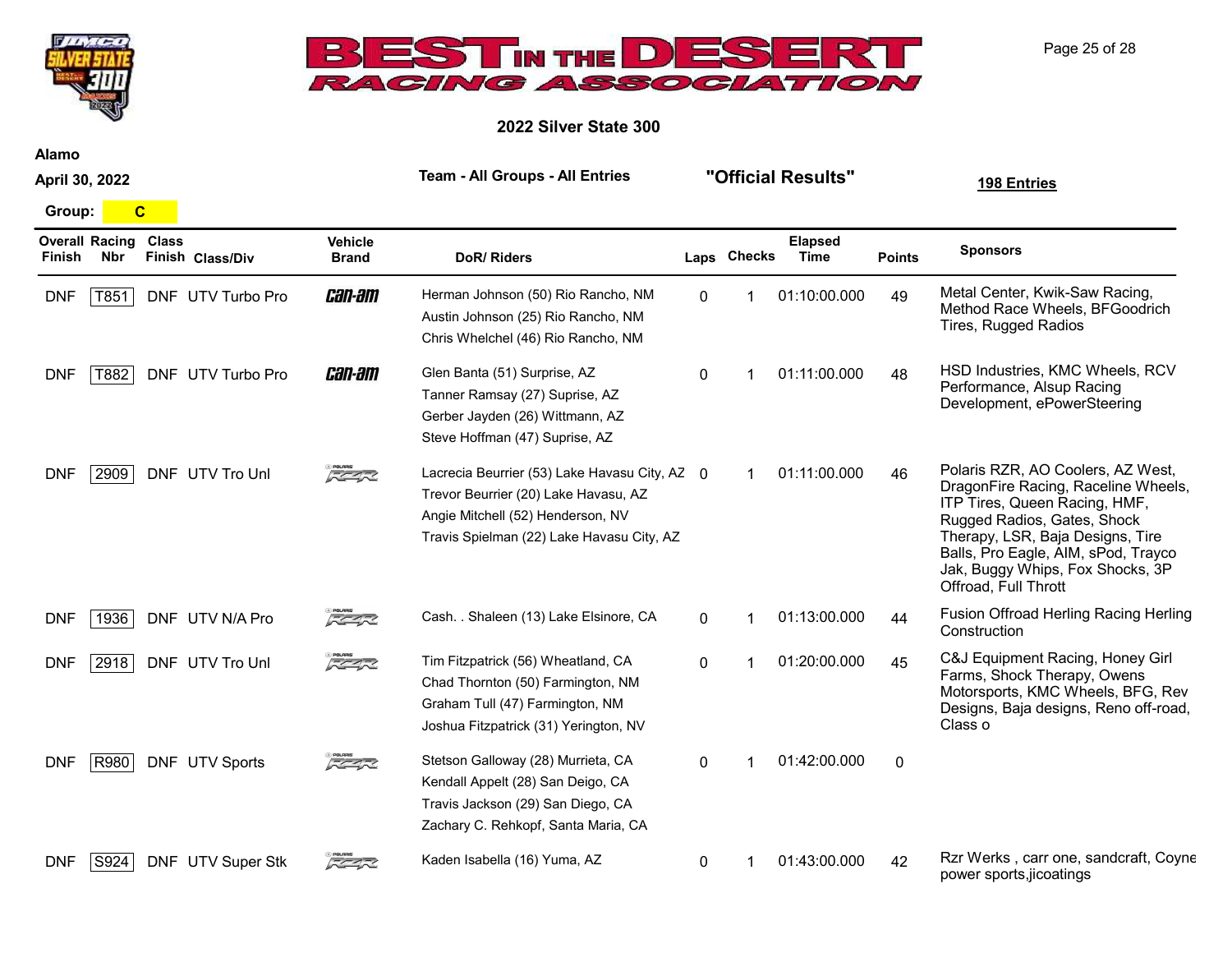# BEST IN THE DESERT RACING ASSOCIATION

## 2022 Silver State 300

**Alamo**

**April 30, 2022**

**Team - All Groups - All Entries** — **"Official Results"** — **198 Entries**

**Group: C**

| Overall Finish | Racing Nbr | Class Finish | Class/Div | Vehicle Brand | DoR/ Riders | Laps | Checks | Elapsed Time | Points | Sponsors |
|---|---|---|---|---|---|---|---|---|---|---|
| DNF | T851 | DNF | UTV Turbo Pro | Can-Am | Herman Johnson (50) Rio Rancho, NM<br>Austin Johnson (25) Rio Rancho, NM<br>Chris Whelchel (46) Rio Rancho, NM | 0 | 1 | 01:10:00.000 | 49 | Metal Center, Kwik-Saw Racing, Method Race Wheels, BFGoodrich Tires, Rugged Radios |
| DNF | T882 | DNF | UTV Turbo Pro | Can-Am | Glen Banta (51) Surprise, AZ<br>Tanner Ramsay (27) Suprise, AZ<br>Gerber Jayden (26) Wittmann, AZ<br>Steve Hoffman (47) Suprise, AZ | 0 | 1 | 01:11:00.000 | 48 | HSD Industries, KMC Wheels, RCV Performance, Alsup Racing Development, ePowerSteering |
| DNF | 2909 | DNF | UTV Tro Unl | Polaris RZR | Lacrecia Beurrier (53) Lake Havasu City, AZ<br>Trevor Beurrier (20) Lake Havasu, AZ<br>Angie Mitchell (52) Henderson, NV<br>Travis Spielman (22) Lake Havasu City, AZ | 0 | 1 | 01:11:00.000 | 46 | Polaris RZR, AO Coolers, AZ West, DragonFire Racing, Raceline Wheels, ITP Tires, Queen Racing, HMF, Rugged Radios, Gates, Shock Therapy, LSR, Baja Designs, Tire Balls, Pro Eagle, AIM, sPod, Trayco Jak, Buggy Whips, Fox Shocks, 3P Offroad, Full Thrott |
| DNF | 1936 | DNF | UTV N/A Pro | Polaris RZR | Cash. . Shaleen (13) Lake Elsinore, CA | 0 | 1 | 01:13:00.000 | 44 | Fusion Offroad Herling Racing Herling Construction |
| DNF | 2918 | DNF | UTV Tro Unl | Polaris RZR | Tim Fitzpatrick (56) Wheatland, CA<br>Chad Thornton (50) Farmington, NM<br>Graham Tull (47) Farmington, NM<br>Joshua Fitzpatrick (31) Yerington, NV | 0 | 1 | 01:20:00.000 | 45 | C&J Equipment Racing, Honey Girl Farms, Shock Therapy, Owens Motorsports, KMC Wheels, BFG, Rev Designs, Baja designs, Reno off-road, Class o |
| DNF | R980 | DNF | UTV Sports | Polaris RZR | Stetson Galloway (28) Murrieta, CA<br>Kendall Appelt (28) San Deigo, CA<br>Travis Jackson (29) San Diego, CA<br>Zachary C. Rehkopf, Santa Maria, CA | 0 | 1 | 01:42:00.000 | 0 | |
| DNF | S924 | DNF | UTV Super Stk | Polaris RZR | Kaden Isabella (16) Yuma, AZ | 0 | 1 | 01:43:00.000 | 42 | Rzr Werks , carr one, sandcraft, Coyne power sports,jicoatings |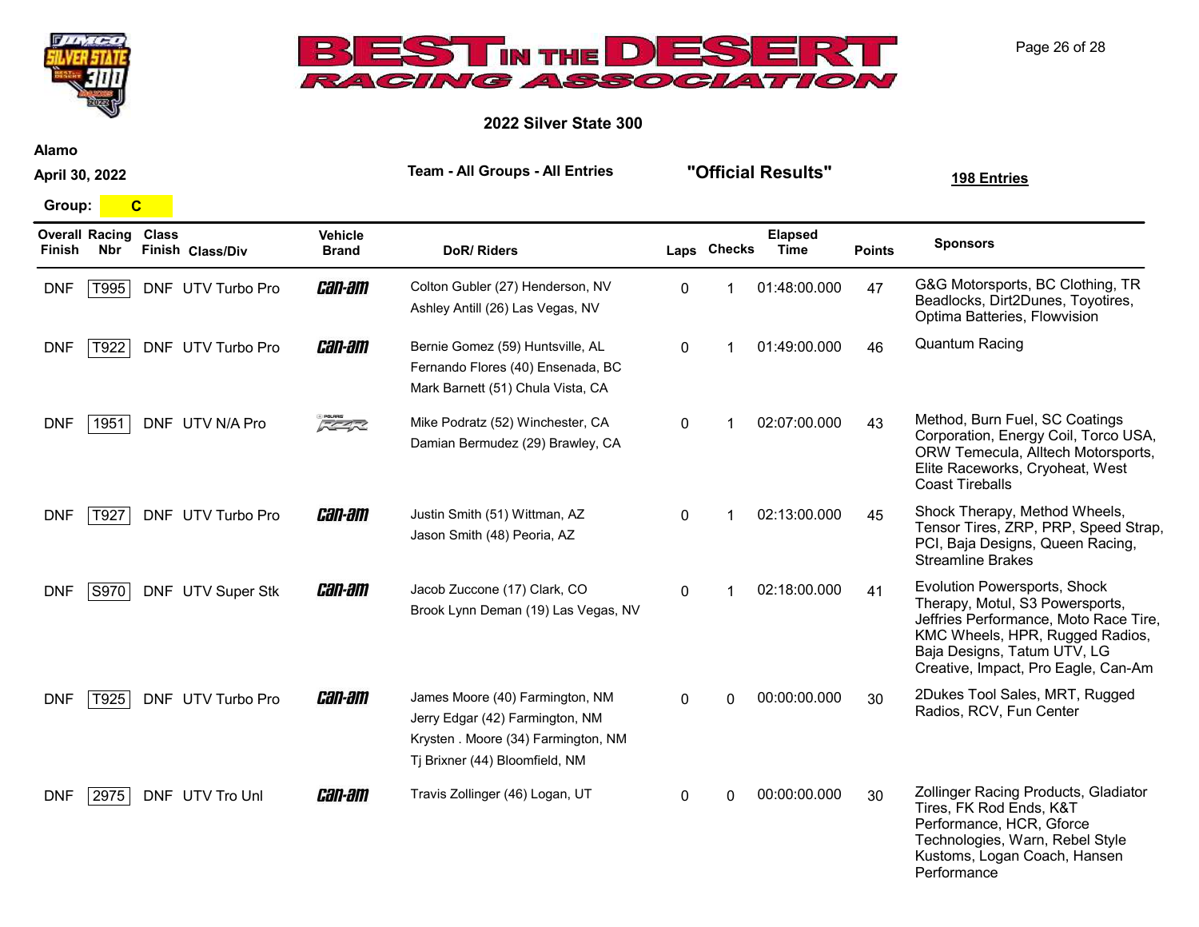# 2022 Silver State 300

**Alamo**

**April 30, 2022**

**Team - All Groups - All Entries**

**"Official Results"**

**198 Entries**

**Group: C**

| Overall Finish | Racing Nbr | Class Finish | Class/Div | Vehicle Brand | DoR/ Riders | Laps | Checks | Elapsed Time | Points | Sponsors |
|---|---|---|---|---|---|---|---|---|---|---|
| DNF | T995 | DNF | UTV Turbo Pro | Can-Am | Colton Gubler (27) Henderson, NV<br>Ashley Antill (26) Las Vegas, NV | 0 | 1 | 01:48:00.000 | 47 | G&G Motorsports, BC Clothing, TR Beadlocks, Dirt2Dunes, Toyotires, Optima Batteries, Flowvision |
| DNF | T922 | DNF | UTV Turbo Pro | Can-Am | Bernie Gomez (59) Huntsville, AL<br>Fernando Flores (40) Ensenada, BC<br>Mark Barnett (51) Chula Vista, CA | 0 | 1 | 01:49:00.000 | 46 | Quantum Racing |
| DNF | 1951 | DNF | UTV N/A Pro | Polaris RZR | Mike Podratz (52) Winchester, CA<br>Damian Bermudez (29) Brawley, CA | 0 | 1 | 02:07:00.000 | 43 | Method, Burn Fuel, SC Coatings Corporation, Energy Coil, Torco USA, ORW Temecula, Alltech Motorsports, Elite Raceworks, Cryoheat, West Coast Tireballs |
| DNF | T927 | DNF | UTV Turbo Pro | Can-Am | Justin Smith (51) Wittman, AZ<br>Jason Smith (48) Peoria, AZ | 0 | 1 | 02:13:00.000 | 45 | Shock Therapy, Method Wheels, Tensor Tires, ZRP, PRP, Speed Strap, PCI, Baja Designs, Queen Racing, Streamline Brakes |
| DNF | S970 | DNF | UTV Super Stk | Can-Am | Jacob Zuccone (17) Clark, CO<br>Brook Lynn Deman (19) Las Vegas, NV | 0 | 1 | 02:18:00.000 | 41 | Evolution Powersports, Shock Therapy, Motul, S3 Powersports, Jeffries Performance, Moto Race Tire, KMC Wheels, HPR, Rugged Radios, Baja Designs, Tatum UTV, LG Creative, Impact, Pro Eagle, Can-Am |
| DNF | T925 | DNF | UTV Turbo Pro | Can-Am | James Moore (40) Farmington, NM<br>Jerry Edgar (42) Farmington, NM<br>Krysten . Moore (34) Farmington, NM<br>Tj Brixner (44) Bloomfield, NM | 0 | 0 | 00:00:00.000 | 30 | 2Dukes Tool Sales, MRT, Rugged Radios, RCV, Fun Center |
| DNF | 2975 | DNF | UTV Tro Unl | Can-Am | Travis Zollinger (46) Logan, UT | 0 | 0 | 00:00:00.000 | 30 | Zollinger Racing Products, Gladiator Tires, FK Rod Ends, K&T Performance, HCR, Gforce Technologies, Warn, Rebel Style Kustoms, Logan Coach, Hansen Performance |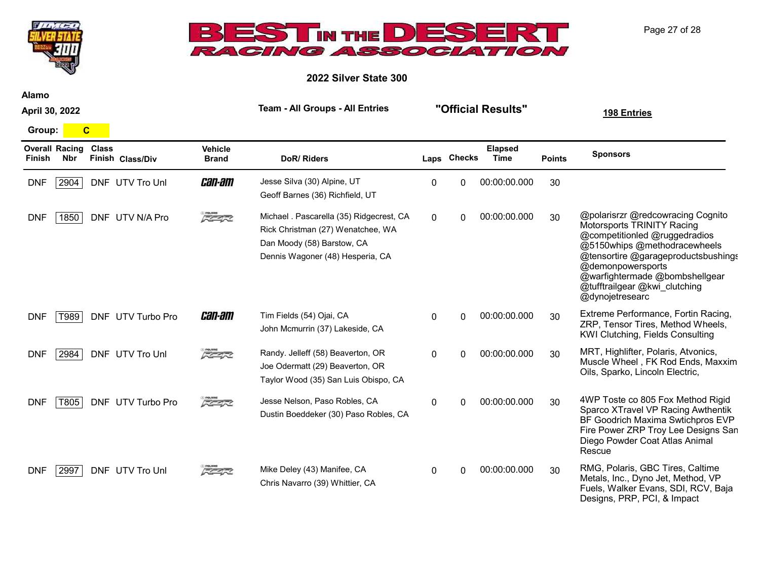# BEST IN THE DESERT RACING ASSOCIATION

## 2022 Silver State 300

**Alamo**

**April 30, 2022**

**Team - All Groups - All Entries**

**"Official Results"**

**198 Entries**

**Group: C**

| Overall Finish | Racing Nbr | Class Finish | Class/Div | Vehicle Brand | DoR/ Riders | Laps | Checks | Elapsed Time | Points | Sponsors |
|---|---|---|---|---|---|---|---|---|---|---|
| DNF | 2904 | DNF | UTV Tro Unl | Can-Am | Jesse Silva (30) Alpine, UT<br>Geoff Barnes (36) Richfield, UT | 0 | 0 | 00:00:00.000 | 30 | |
| DNF | 1850 | DNF | UTV N/A Pro | Polaris RZR | Michael . Pascarella (35) Ridgecrest, CA<br>Rick Christman (27) Wenatchee, WA<br>Dan Moody (58) Barstow, CA<br>Dennis Wagoner (48) Hesperia, CA | 0 | 0 | 00:00:00.000 | 30 | @polarisrzr @redcowracing Cognito Motorsports TRINITY Racing @competitionled @ruggedradios @5150whips @methodracewheels @tensortire @garageproductsbushings @demonpowersports @warfightermade @bombshellgear @tufftrailgear @kwi_clutching @dynojetresearc |
| DNF | T989 | DNF | UTV Turbo Pro | Can-Am | Tim Fields (54) Ojai, CA<br>John Mcmurrin (37) Lakeside, CA | 0 | 0 | 00:00:00.000 | 30 | Extreme Performance, Fortin Racing, ZRP, Tensor Tires, Method Wheels, KWI Clutching, Fields Consulting |
| DNF | 2984 | DNF | UTV Tro Unl | Polaris RZR | Randy. Jelleff (58) Beaverton, OR<br>Joe Odermatt (29) Beaverton, OR<br>Taylor Wood (35) San Luis Obispo, CA | 0 | 0 | 00:00:00.000 | 30 | MRT, Highlifter, Polaris, Atvonics, Muscle Wheel , FK Rod Ends, Maxxim Oils, Sparko, Lincoln Electric, |
| DNF | T805 | DNF | UTV Turbo Pro | Polaris RZR | Jesse Nelson, Paso Robles, CA<br>Dustin Boeddeker (30) Paso Robles, CA | 0 | 0 | 00:00:00.000 | 30 | 4WP Toste co 805 Fox Method Rigid Sparco XTravel VP Racing Awthentik BF Goodrich Maxima Swtichpros EVP Fire Power ZRP Troy Lee Designs San Diego Powder Coat Atlas Animal Rescue |
| DNF | 2997 | DNF | UTV Tro Unl | Polaris RZR | Mike Deley (43) Manifee, CA<br>Chris Navarro (39) Whittier, CA | 0 | 0 | 00:00:00.000 | 30 | RMG, Polaris, GBC Tires, Caltime Metals, Inc., Dyno Jet, Method, VP Fuels, Walker Evans, SDI, RCV, Baja Designs, PRP, PCI, & Impact |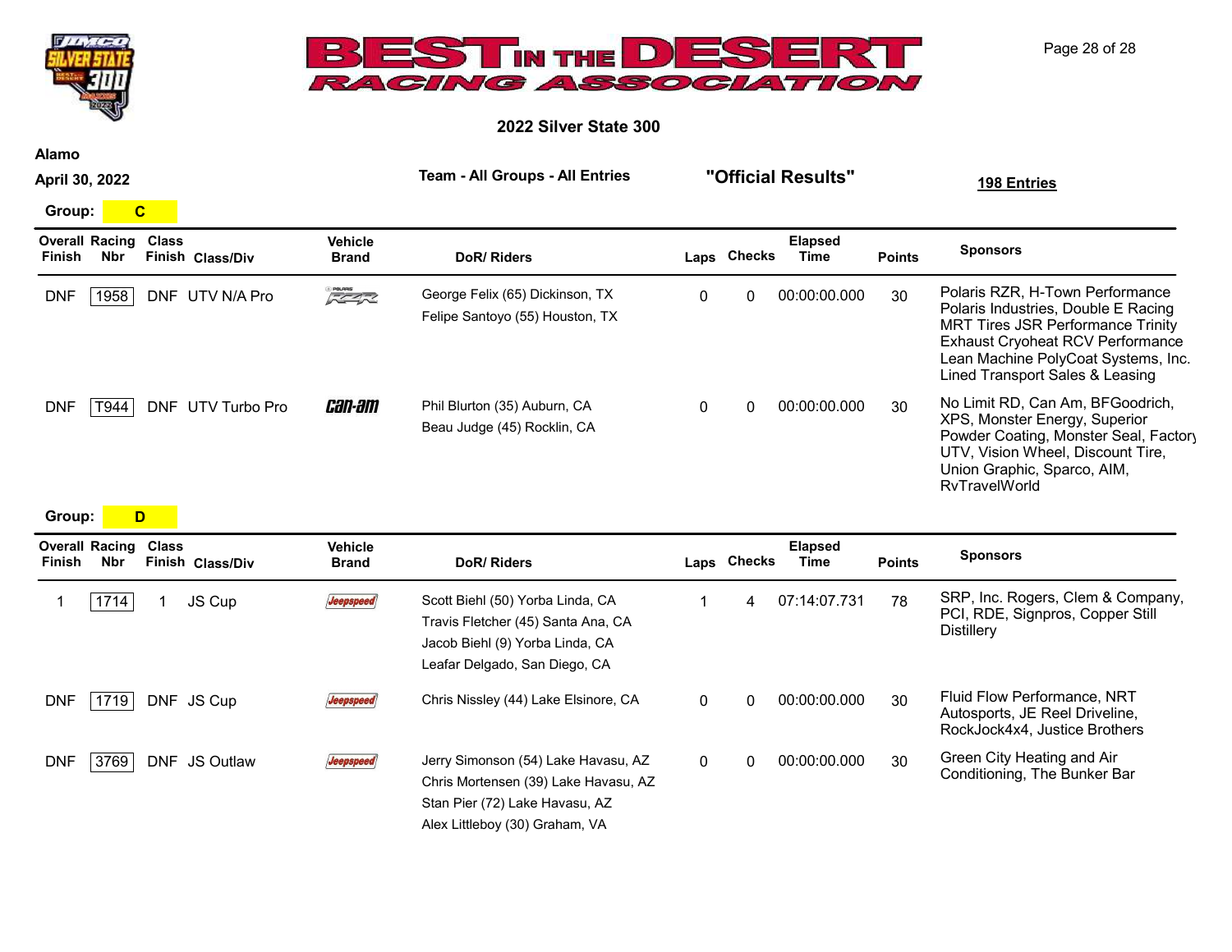# 2022 Silver State 300

**Alamo**

**April 30, 2022**

**Team - All Groups - All Entries**

**"Official Results"**

**198 Entries**

**Group: C**

| Overall Finish | Racing Nbr | Class Finish | Class/Div | Vehicle Brand | DoR/ Riders | Laps | Checks | Elapsed Time | Points | Sponsors |
|---|---|---|---|---|---|---|---|---|---|---|
| DNF | 1958 | DNF | UTV N/A Pro | RZR | George Felix (65) Dickinson, TX<br>Felipe Santoyo (55) Houston, TX | 0 | 0 | 00:00:00.000 | 30 | Polaris RZR, H-Town Performance Polaris Industries, Double E Racing MRT Tires JSR Performance Trinity Exhaust Cryoheat RCV Performance Lean Machine PolyCoat Systems, Inc. Lined Transport Sales & Leasing |
| DNF | T944 | DNF | UTV Turbo Pro | Can-Am | Phil Blurton (35) Auburn, CA<br>Beau Judge (45) Rocklin, CA | 0 | 0 | 00:00:00.000 | 30 | No Limit RD, Can Am, BFGoodrich, XPS, Monster Energy, Superior Powder Coating, Monster Seal, Factory UTV, Vision Wheel, Discount Tire, Union Graphic, Sparco, AIM, RvTravelWorld |

**Group: D**

| Overall Finish | Racing Nbr | Class Finish | Class/Div | Vehicle Brand | DoR/ Riders | Laps | Checks | Elapsed Time | Points | Sponsors |
|---|---|---|---|---|---|---|---|---|---|---|
| 1 | 1714 | 1 | JS Cup | Jeepspeed | Scott Biehl (50) Yorba Linda, CA<br>Travis Fletcher (45) Santa Ana, CA<br>Jacob Biehl (9) Yorba Linda, CA<br>Leafar Delgado, San Diego, CA | 1 | 4 | 07:14:07.731 | 78 | SRP, Inc. Rogers, Clem & Company, PCI, RDE, Signpros, Copper Still Distillery |
| DNF | 1719 | DNF | JS Cup | Jeepspeed | Chris Nissley (44) Lake Elsinore, CA | 0 | 0 | 00:00:00.000 | 30 | Fluid Flow Performance, NRT Autosports, JE Reel Driveline, RockJock4x4, Justice Brothers |
| DNF | 3769 | DNF | JS Outlaw | Jeepspeed | Jerry Simonson (54) Lake Havasu, AZ<br>Chris Mortensen (39) Lake Havasu, AZ<br>Stan Pier (72) Lake Havasu, AZ<br>Alex Littleboy (30) Graham, VA | 0 | 0 | 00:00:00.000 | 30 | Green City Heating and Air Conditioning, The Bunker Bar |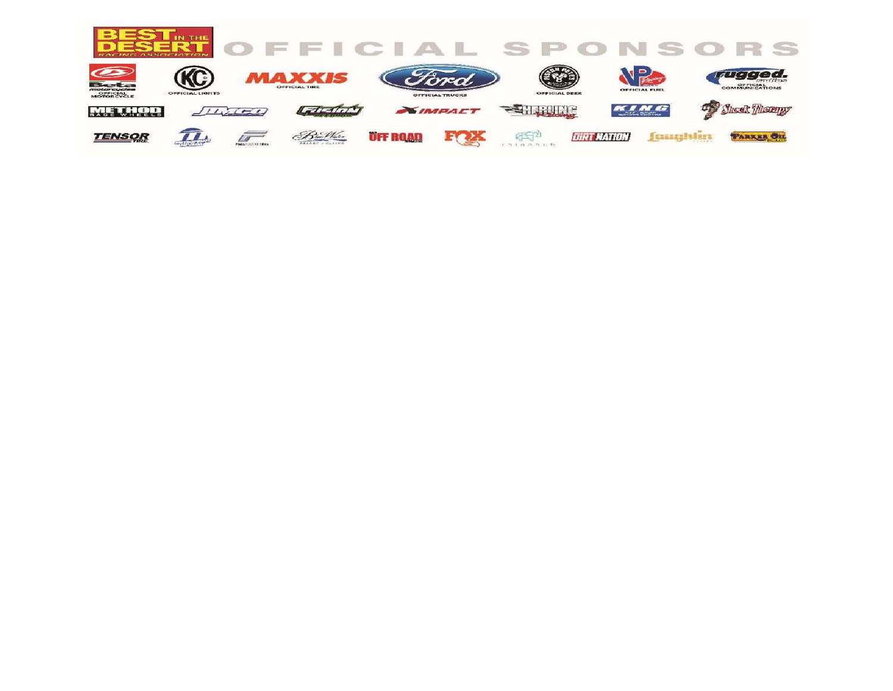BEST IN THE DESERT RACING ASSOCIATION

OFFICIAL SPONSORS

Beta motorcycles OFFICIAL MOTOR CYCLE

KC OFFICIAL LIGHTS

MAXXIS OFFICIAL TIRE

Ford OFFICIAL TRUCKS

Piston Petes OFFICIAL BEER

VP Racing OFFICIAL FUEL

rugged radios OFFICIAL COMMUNICATIONS

METHOD RACE WHEELS

JIMCO

FUSION

IMPACT

HERLING Racing

KING OFF-ROAD RACING SHOCKS

Shock Therapy

TENSOR TIRE

BLUE WATER

OFF ROAD

FOX

DIRT NATION

Laughlin

PARKER OIL